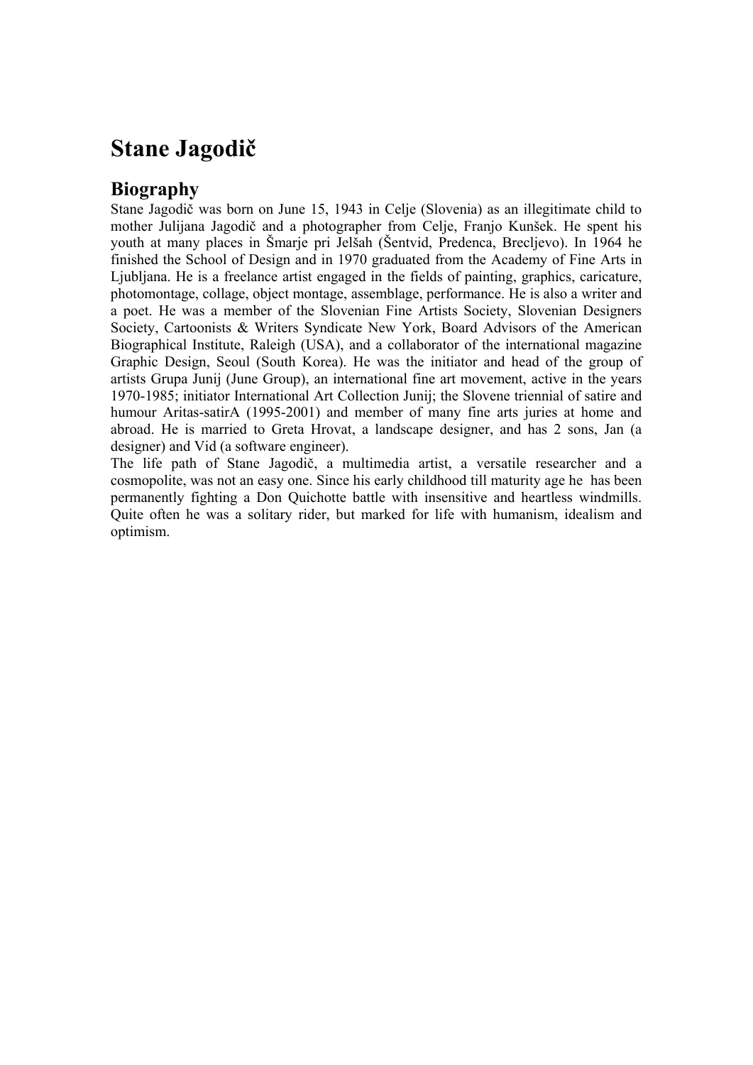# Stane Jagodič

## Biography

Stane Jagodič was born on June 15, 1943 in Celje (Slovenia) as an illegitimate child to mother Julijana Jagodič and a photographer from Celje, Franjo Kunšek. He spent his youth at many places in Šmarje pri Jelšah (Šentvid, Predenca, Brecljevo). In 1964 he finished the School of Design and in 1970 graduated from the Academy of Fine Arts in Ljubljana. He is a freelance artist engaged in the fields of painting, graphics, caricature, photomontage, collage, object montage, assemblage, performance. He is also a writer and a poet. He was a member of the Slovenian Fine Artists Society, Slovenian Designers Society, Cartoonists & Writers Syndicate New York, Board Advisors of the American Biographical Institute, Raleigh (USA), and a collaborator of the international magazine Graphic Design, Seoul (South Korea). He was the initiator and head of the group of artists Grupa Junij (June Group), an international fine art movement, active in the years 1970-1985; initiator International Art Collection Junij; the Slovene triennial of satire and humour Aritas-satirA (1995-2001) and member of many fine arts juries at home and abroad. He is married to Greta Hrovat, a landscape designer, and has 2 sons, Jan (a designer) and Vid (a software engineer).

The life path of Stane Jagodič, a multimedia artist, a versatile researcher and a cosmopolite, was not an easy one. Since his early childhood till maturity age he has been permanently fighting a Don Quichotte battle with insensitive and heartless windmills. Quite often he was a solitary rider, but marked for life with humanism, idealism and optimism.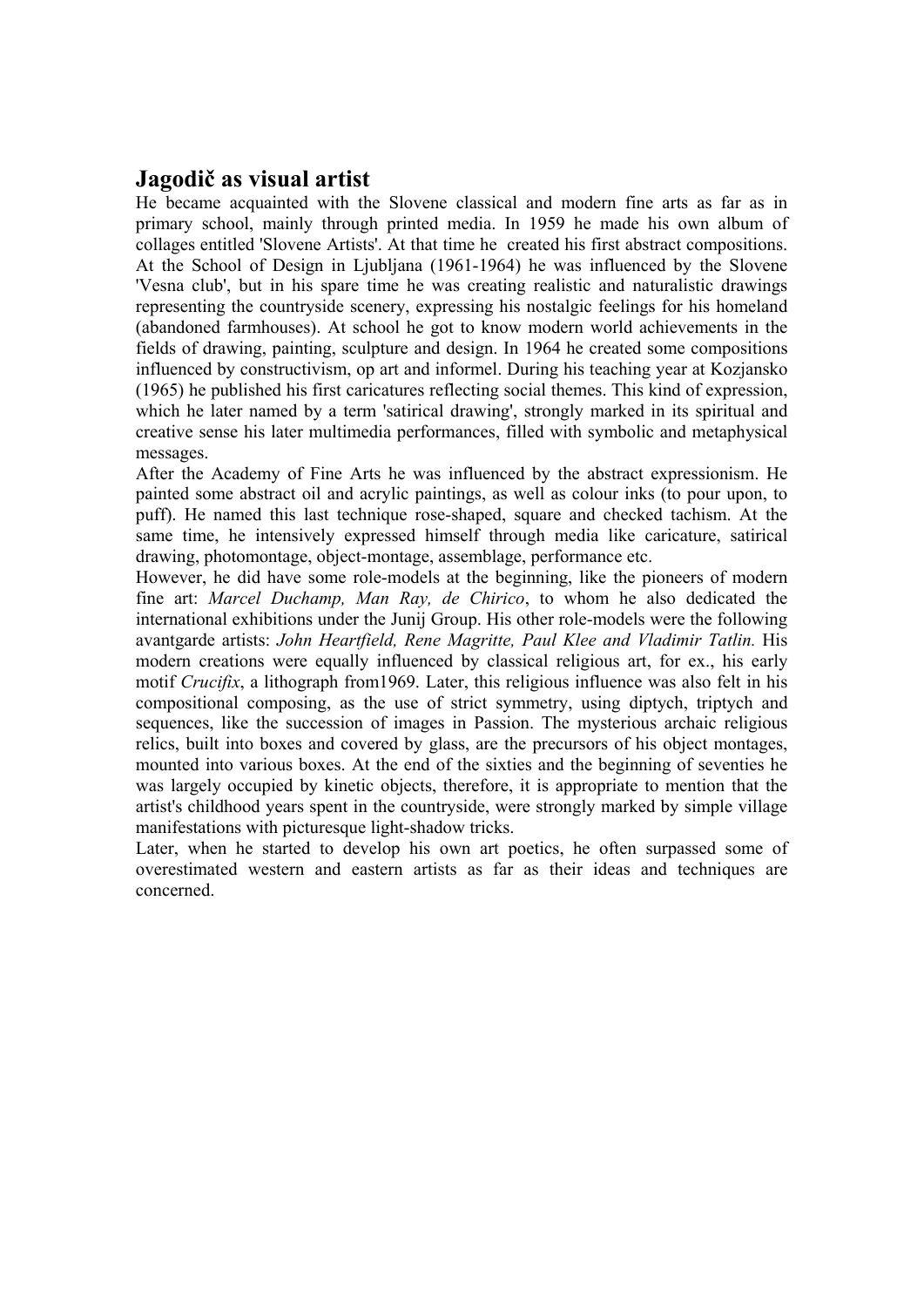## Jagodič as visual artist

He became acquainted with the Slovene classical and modern fine arts as far as in primary school, mainly through printed media. In 1959 he made his own album of collages entitled 'Slovene Artists'. At that time he created his first abstract compositions. At the School of Design in Ljubljana (1961-1964) he was influenced by the Slovene 'Vesna club', but in his spare time he was creating realistic and naturalistic drawings representing the countryside scenery, expressing his nostalgic feelings for his homeland (abandoned farmhouses). At school he got to know modern world achievements in the fields of drawing, painting, sculpture and design. In 1964 he created some compositions influenced by constructivism, op art and informel. During his teaching year at Kozjansko (1965) he published his first caricatures reflecting social themes. This kind of expression, which he later named by a term 'satirical drawing', strongly marked in its spiritual and creative sense his later multimedia performances, filled with symbolic and metaphysical messages.

After the Academy of Fine Arts he was influenced by the abstract expressionism. He painted some abstract oil and acrylic paintings, as well as colour inks (to pour upon, to puff). He named this last technique rose-shaped, square and checked tachism. At the same time, he intensively expressed himself through media like caricature, satirical drawing, photomontage, object-montage, assemblage, performance etc.

However, he did have some role-models at the beginning, like the pioneers of modern fine art: *Marcel Duchamp, Man Ray, de Chirico*, to whom he also dedicated the international exhibitions under the Junij Group. His other role-models were the following avantgarde artists: *John Heartfield, Rene Magritte, Paul Klee and Vladimir Tatlin.* His modern creations were equally influenced by classical religious art, for ex., his early motif *Crucifix*, a lithograph from1969. Later, this religious influence was also felt in his compositional composing, as the use of strict symmetry, using diptych, triptych and sequences, like the succession of images in Passion. The mysterious archaic religious relics, built into boxes and covered by glass, are the precursors of his object montages, mounted into various boxes. At the end of the sixties and the beginning of seventies he was largely occupied by kinetic objects, therefore, it is appropriate to mention that the artist's childhood years spent in the countryside, were strongly marked by simple village manifestations with picturesque light-shadow tricks.

Later, when he started to develop his own art poetics, he often surpassed some of overestimated western and eastern artists as far as their ideas and techniques are concerned.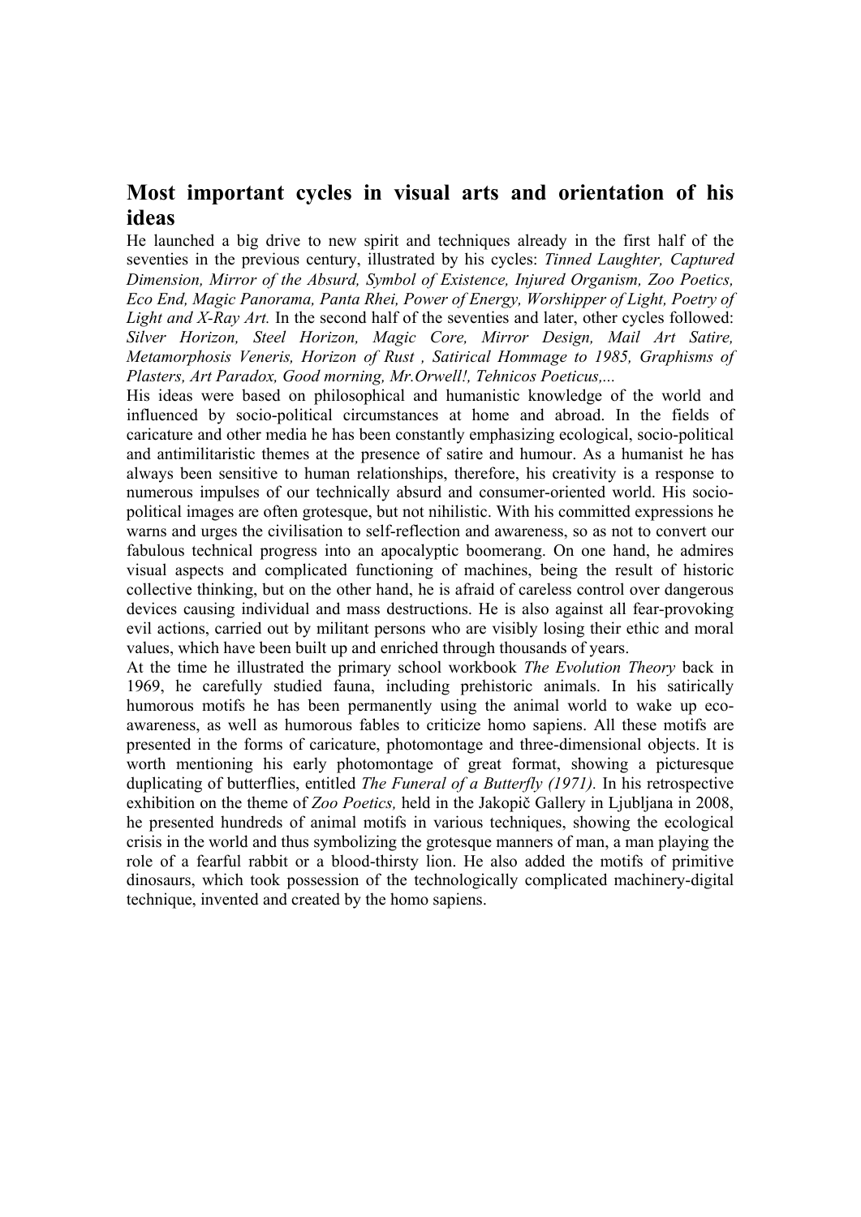## Most important cycles in visual arts and orientation of his ideas

He launched a big drive to new spirit and techniques already in the first half of the seventies in the previous century, illustrated by his cycles: *Tinned Laughter, Captured Dimension, Mirror of the Absurd, Symbol of Existence, Injured Organism, Zoo Poetics, Eco End, Magic Panorama, Panta Rhei, Power of Energy, Worshipper of Light, Poetry of Light and X-Ray Art.* In the second half of the seventies and later, other cycles followed: *Silver Horizon, Steel Horizon, Magic Core, Mirror Design, Mail Art Satire, Metamorphosis Veneris, Horizon of Rust , Satirical Hommage to 1985, Graphisms of Plasters, Art Paradox, Good morning, Mr.Orwell!, Tehnicos Poeticus,...*

His ideas were based on philosophical and humanistic knowledge of the world and influenced by socio-political circumstances at home and abroad. In the fields of caricature and other media he has been constantly emphasizing ecological, socio-political and antimilitaristic themes at the presence of satire and humour. As a humanist he has always been sensitive to human relationships, therefore, his creativity is a response to numerous impulses of our technically absurd and consumer-oriented world. His socio-political images are often grotesque, but not nihilistic. With his committed expressions he warns and urges the civilisation to self-reflection and awareness, so as not to convert our fabulous technical progress into an apocalyptic boomerang. On one hand, he admires visual aspects and complicated functioning of machines, being the result of historic collective thinking, but on the other hand, he is afraid of careless control over dangerous devices causing individual and mass destructions. He is also against all fear-provoking evil actions, carried out by militant persons who are visibly losing their ethic and moral values, which have been built up and enriched through thousands of years.

At the time he illustrated the primary school workbook *The Evolution Theory* back in 1969, he carefully studied fauna, including prehistoric animals. In his satirically humorous motifs he has been permanently using the animal world to wake up eco-awareness, as well as humorous fables to criticize homo sapiens. All these motifs are presented in the forms of caricature, photomontage and three-dimensional objects. It is worth mentioning his early photomontage of great format, showing a picturesque duplicating of butterflies, entitled *The Funeral of a Butterfly (1971).* In his retrospective exhibition on the theme of *Zoo Poetics,* held in the Jakopič Gallery in Ljubljana in 2008, he presented hundreds of animal motifs in various techniques, showing the ecological crisis in the world and thus symbolizing the grotesque manners of man, a man playing the role of a fearful rabbit or a blood-thirsty lion. He also added the motifs of primitive dinosaurs, which took possession of the technologically complicated machinery-digital technique, invented and created by the homo sapiens.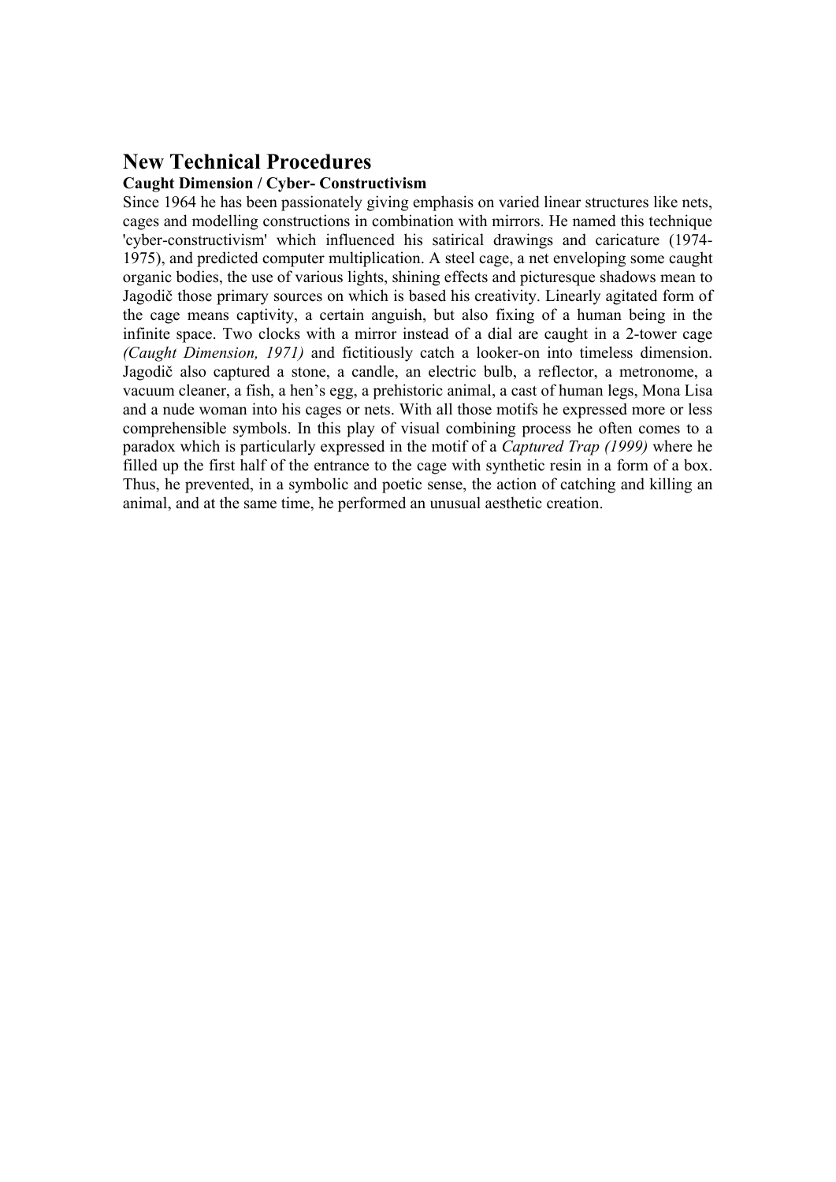## New Technical Procedures

### Caught Dimension / Cyber- Constructivism

Since 1964 he has been passionately giving emphasis on varied linear structures like nets, cages and modelling constructions in combination with mirrors. He named this technique 'cyber-constructivism' which influenced his satirical drawings and caricature (1974-1975), and predicted computer multiplication. A steel cage, a net enveloping some caught organic bodies, the use of various lights, shining effects and picturesque shadows mean to Jagodič those primary sources on which is based his creativity. Linearly agitated form of the cage means captivity, a certain anguish, but also fixing of a human being in the infinite space. Two clocks with a mirror instead of a dial are caught in a 2-tower cage *(Caught Dimension, 1971)* and fictitiously catch a looker-on into timeless dimension. Jagodič also captured a stone, a candle, an electric bulb, a reflector, a metronome, a vacuum cleaner, a fish, a hen's egg, a prehistoric animal, a cast of human legs, Mona Lisa and a nude woman into his cages or nets. With all those motifs he expressed more or less comprehensible symbols. In this play of visual combining process he often comes to a paradox which is particularly expressed in the motif of a *Captured Trap (1999)* where he filled up the first half of the entrance to the cage with synthetic resin in a form of a box. Thus, he prevented, in a symbolic and poetic sense, the action of catching and killing an animal, and at the same time, he performed an unusual aesthetic creation.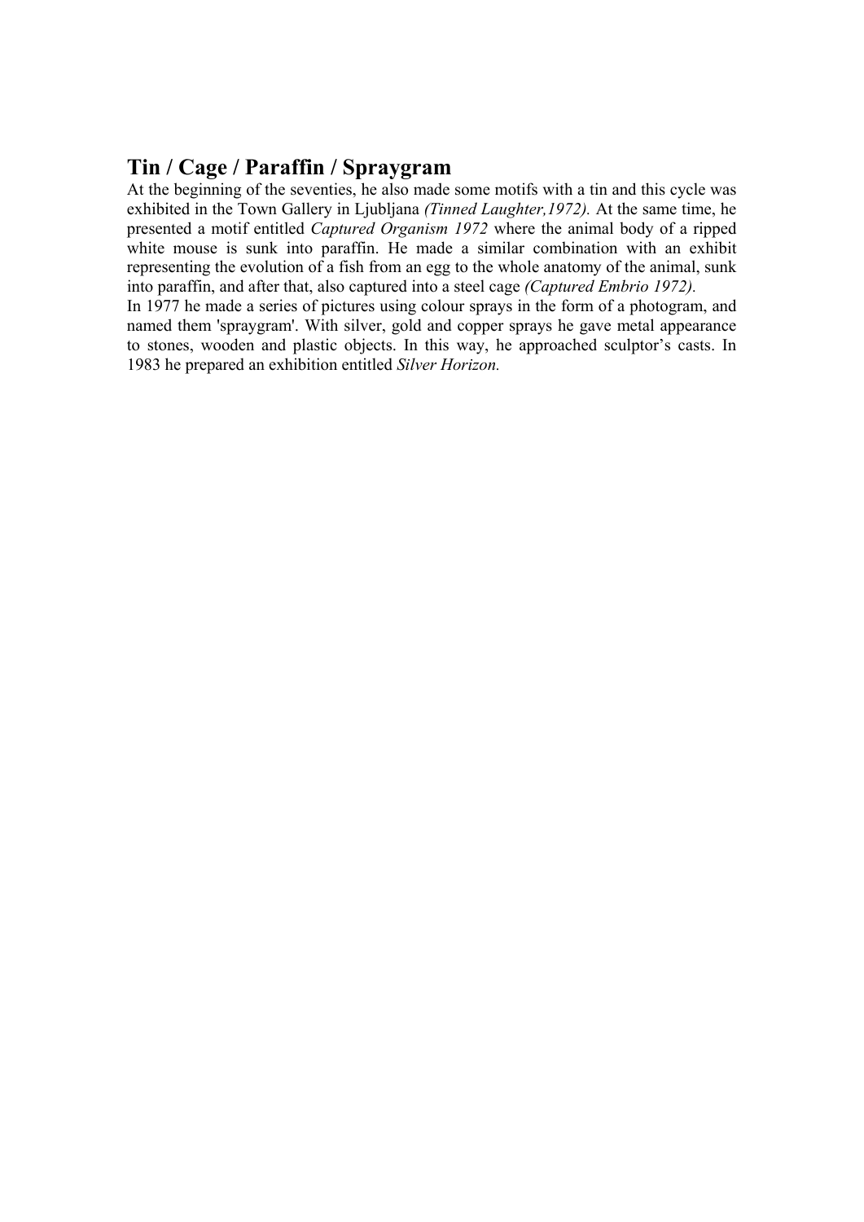## Tin / Cage / Paraffin / Spraygram

At the beginning of the seventies, he also made some motifs with a tin and this cycle was exhibited in the Town Gallery in Ljubljana *(Tinned Laughter,1972).* At the same time, he presented a motif entitled *Captured Organism 1972* where the animal body of a ripped white mouse is sunk into paraffin. He made a similar combination with an exhibit representing the evolution of a fish from an egg to the whole anatomy of the animal, sunk into paraffin, and after that, also captured into a steel cage *(Captured Embrio 1972).*

In 1977 he made a series of pictures using colour sprays in the form of a photogram, and named them 'spraygram'. With silver, gold and copper sprays he gave metal appearance to stones, wooden and plastic objects. In this way, he approached sculptor's casts. In 1983 he prepared an exhibition entitled *Silver Horizon.*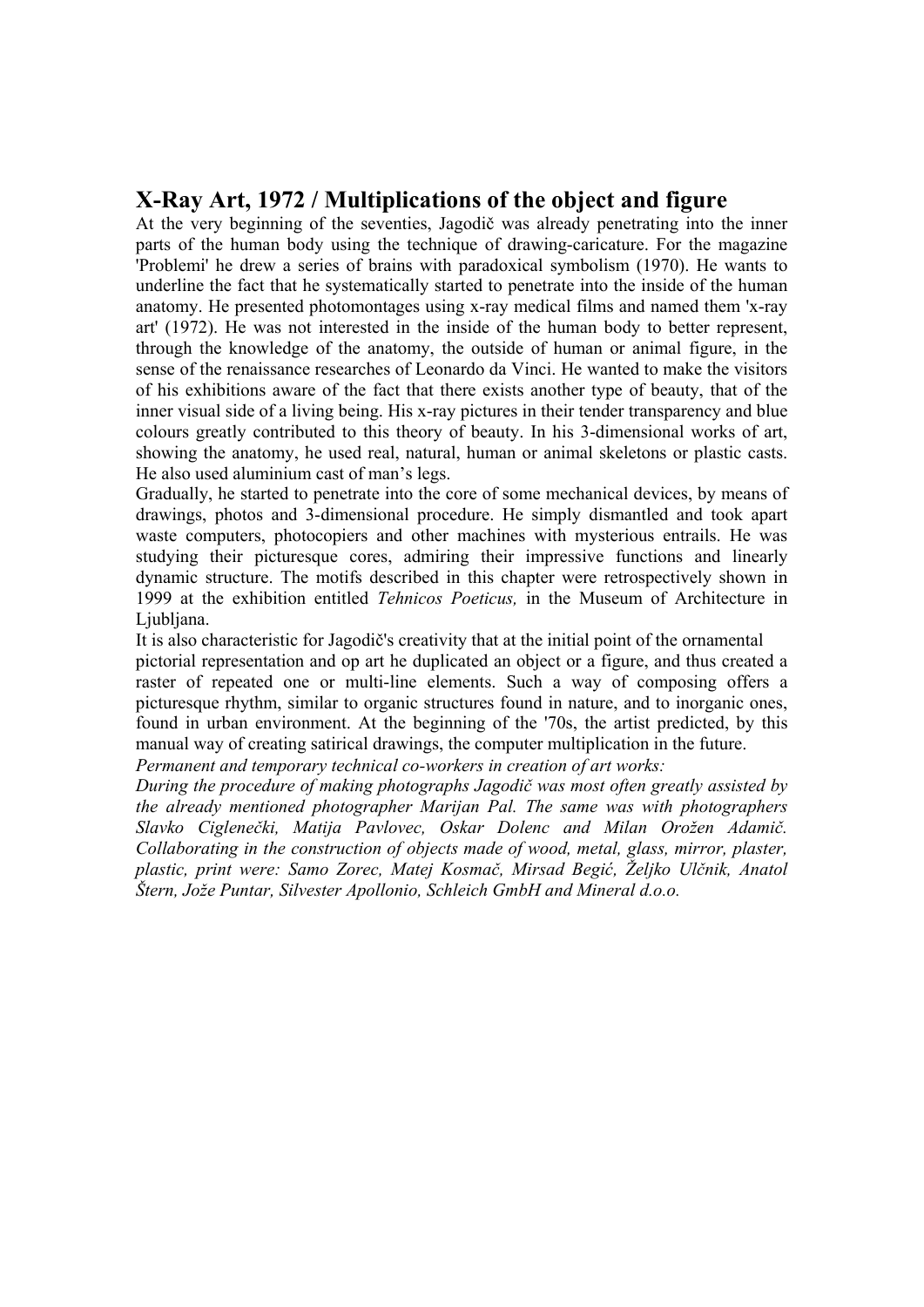## X-Ray Art, 1972 / Multiplications of the object and figure

At the very beginning of the seventies, Jagodič was already penetrating into the inner parts of the human body using the technique of drawing-caricature. For the magazine 'Problemi' he drew a series of brains with paradoxical symbolism (1970). He wants to underline the fact that he systematically started to penetrate into the inside of the human anatomy. He presented photomontages using x-ray medical films and named them 'x-ray art' (1972). He was not interested in the inside of the human body to better represent, through the knowledge of the anatomy, the outside of human or animal figure, in the sense of the renaissance researches of Leonardo da Vinci. He wanted to make the visitors of his exhibitions aware of the fact that there exists another type of beauty, that of the inner visual side of a living being. His x-ray pictures in their tender transparency and blue colours greatly contributed to this theory of beauty. In his 3-dimensional works of art, showing the anatomy, he used real, natural, human or animal skeletons or plastic casts. He also used aluminium cast of man's legs.

Gradually, he started to penetrate into the core of some mechanical devices, by means of drawings, photos and 3-dimensional procedure. He simply dismantled and took apart waste computers, photocopiers and other machines with mysterious entrails. He was studying their picturesque cores, admiring their impressive functions and linearly dynamic structure. The motifs described in this chapter were retrospectively shown in 1999 at the exhibition entitled *Tehnicos Poeticus,* in the Museum of Architecture in Ljubljana.

It is also characteristic for Jagodič's creativity that at the initial point of the ornamental pictorial representation and op art he duplicated an object or a figure, and thus created a raster of repeated one or multi-line elements. Such a way of composing offers a picturesque rhythm, similar to organic structures found in nature, and to inorganic ones, found in urban environment. At the beginning of the '70s, the artist predicted, by this manual way of creating satirical drawings, the computer multiplication in the future.

*Permanent and temporary technical co-workers in creation of art works:*

*During the procedure of making photographs Jagodič was most often greatly assisted by the already mentioned photographer Marijan Pal. The same was with photographers Slavko Ciglenečki, Matija Pavlovec, Oskar Dolenc and Milan Orožen Adamič. Collaborating in the construction of objects made of wood, metal, glass, mirror, plaster, plastic, print were: Samo Zorec, Matej Kosmač, Mirsad Begić, Željko Ulčnik, Anatol Štern, Jože Puntar, Silvester Apollonio, Schleich GmbH and Mineral d.o.o.*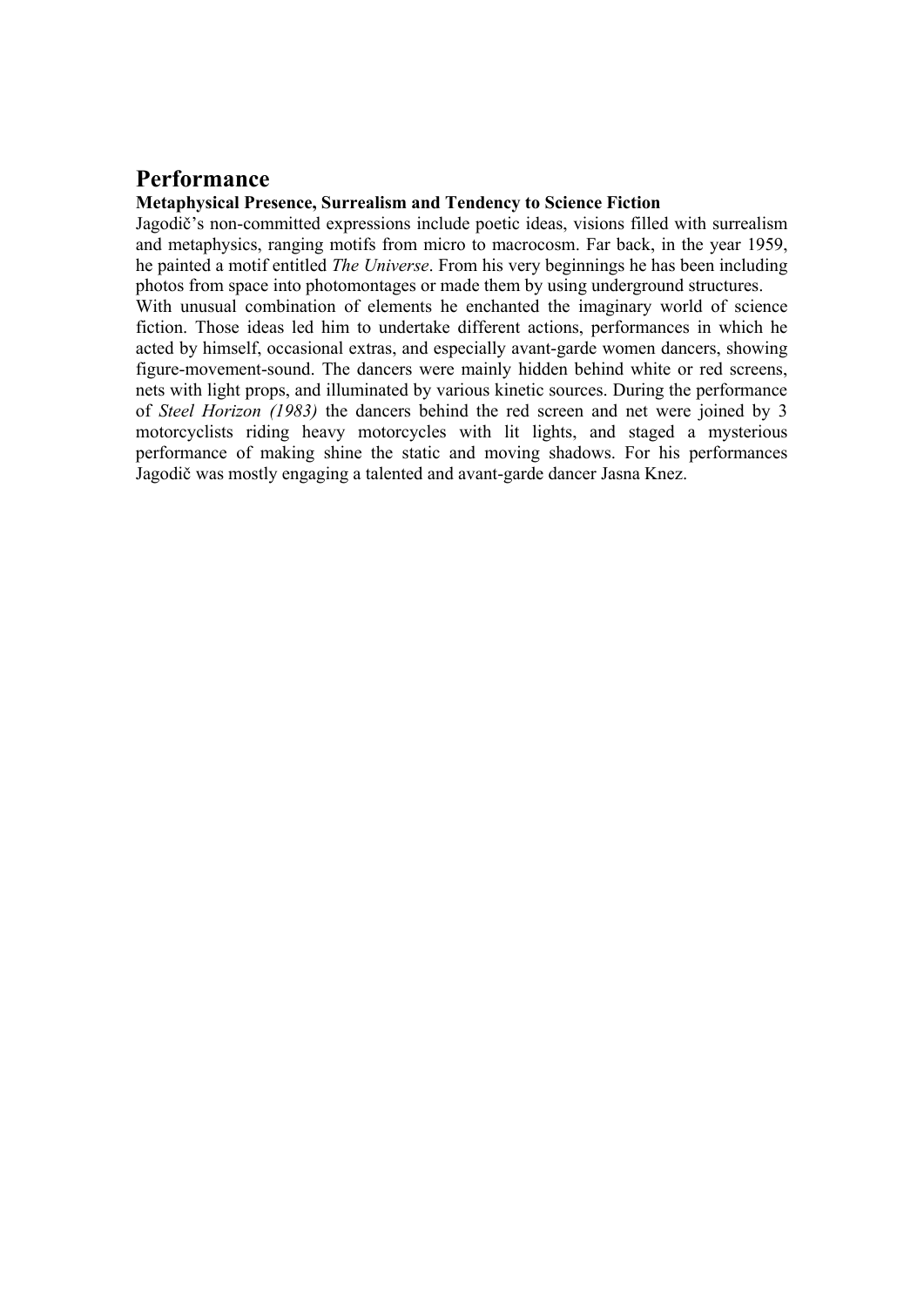## Performance

### Metaphysical Presence, Surrealism and Tendency to Science Fiction

Jagodič's non-committed expressions include poetic ideas, visions filled with surrealism and metaphysics, ranging motifs from micro to macrocosm. Far back, in the year 1959, he painted a motif entitled *The Universe*. From his very beginnings he has been including photos from space into photomontages or made them by using underground structures.

With unusual combination of elements he enchanted the imaginary world of science fiction. Those ideas led him to undertake different actions, performances in which he acted by himself, occasional extras, and especially avant-garde women dancers, showing figure-movement-sound. The dancers were mainly hidden behind white or red screens, nets with light props, and illuminated by various kinetic sources. During the performance of *Steel Horizon (1983)* the dancers behind the red screen and net were joined by 3 motorcyclists riding heavy motorcycles with lit lights, and staged a mysterious performance of making shine the static and moving shadows. For his performances Jagodič was mostly engaging a talented and avant-garde dancer Jasna Knez.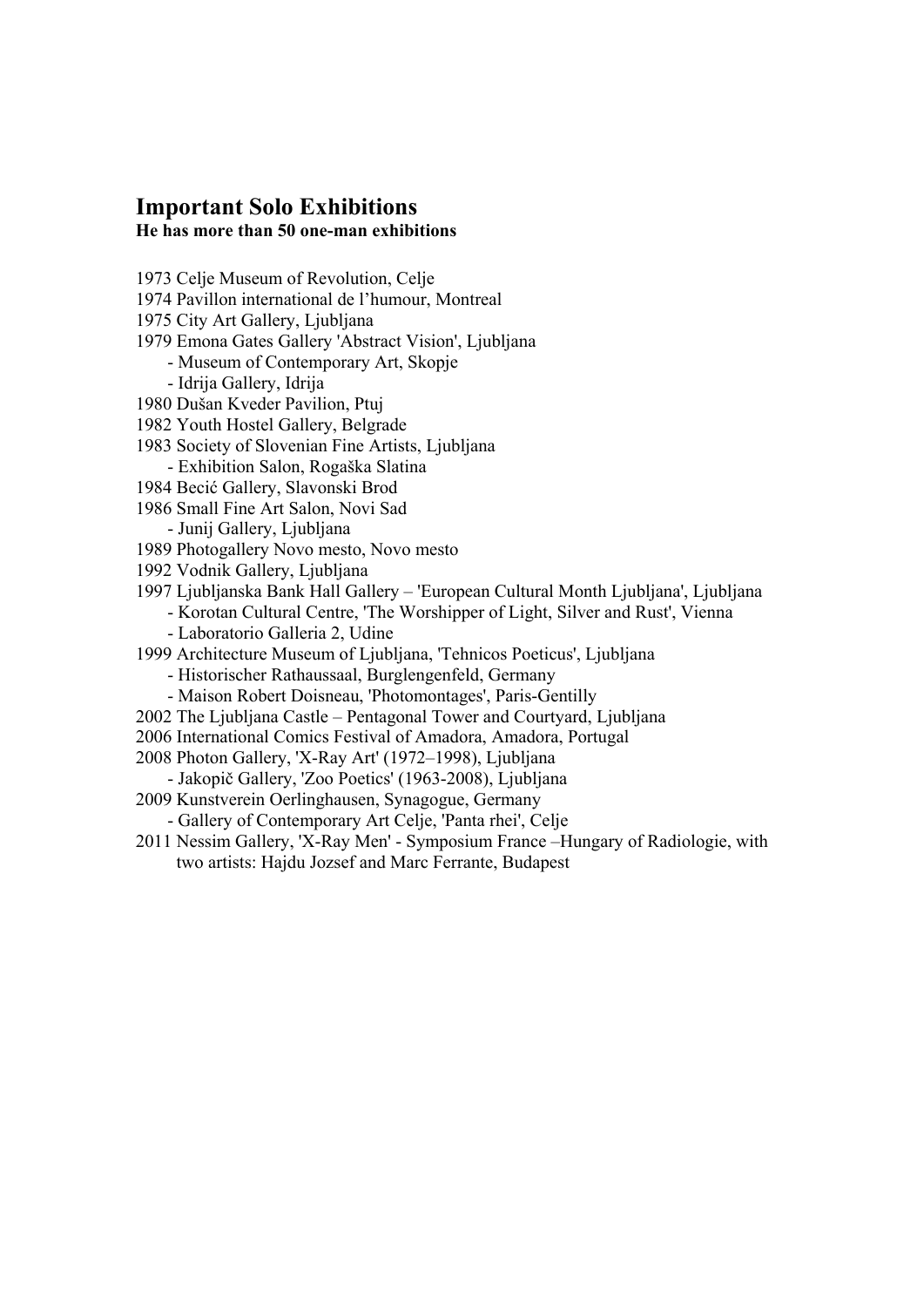## Important Solo Exhibitions

**He has more than 50 one-man exhibitions**

1973 Celje Museum of Revolution, Celje
1974 Pavillon international de l'humour, Montreal
1975 City Art Gallery, Ljubljana
1979 Emona Gates Gallery 'Abstract Vision', Ljubljana
- Museum of Contemporary Art, Skopje
- Idrija Gallery, Idrija

1980 Dušan Kveder Pavilion, Ptuj
1982 Youth Hostel Gallery, Belgrade
1983 Society of Slovenian Fine Artists, Ljubljana
- Exhibition Salon, Rogaška Slatina

1984 Becić Gallery, Slavonski Brod
1986 Small Fine Art Salon, Novi Sad
- Junij Gallery, Ljubljana

1989 Photogallery Novo mesto, Novo mesto
1992 Vodnik Gallery, Ljubljana
1997 Ljubljanska Bank Hall Gallery – 'European Cultural Month Ljubljana', Ljubljana
- Korotan Cultural Centre, 'The Worshipper of Light, Silver and Rust', Vienna
- Laboratorio Galleria 2, Udine

1999 Architecture Museum of Ljubljana, 'Tehnicos Poeticus', Ljubljana
- Historischer Rathaussaal, Burglengenfeld, Germany
- Maison Robert Doisneau, 'Photomontages', Paris-Gentilly

2002 The Ljubljana Castle – Pentagonal Tower and Courtyard, Ljubljana
2006 International Comics Festival of Amadora, Amadora, Portugal
2008 Photon Gallery, 'X-Ray Art' (1972–1998), Ljubljana
- Jakopič Gallery, 'Zoo Poetics' (1963-2008), Ljubljana

2009 Kunstverein Oerlinghausen, Synagogue, Germany
- Gallery of Contemporary Art Celje, 'Panta rhei', Celje

2011 Nessim Gallery, 'X-Ray Men' - Symposium France –Hungary of Radiologie, with two artists: Hajdu Jozsef and Marc Ferrante, Budapest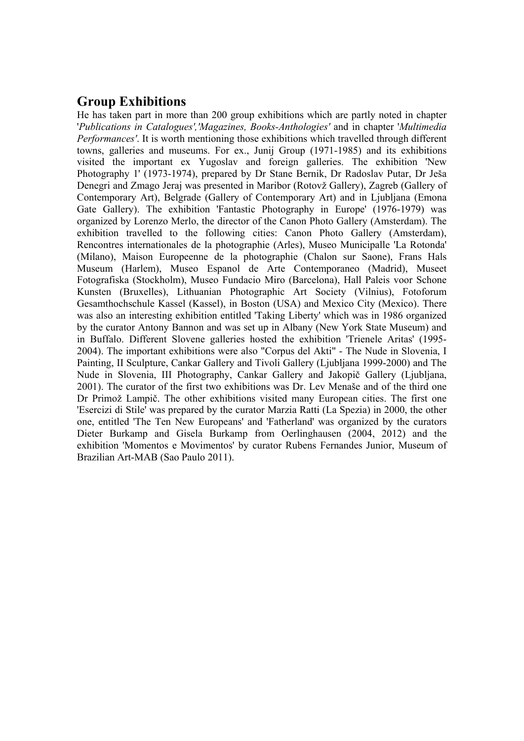## Group Exhibitions

He has taken part in more than 200 group exhibitions which are partly noted in chapter '*Publications in Catalogues','Magazines, Books-Anthologies'* and in chapter '*Multimedia Performances'*. It is worth mentioning those exhibitions which travelled through different towns, galleries and museums. For ex., Junij Group (1971-1985) and its exhibitions visited the important ex Yugoslav and foreign galleries. The exhibition 'New Photography 1' (1973-1974), prepared by Dr Stane Bernik, Dr Radoslav Putar, Dr Ješa Denegri and Zmago Jeraj was presented in Maribor (Rotovž Gallery), Zagreb (Gallery of Contemporary Art), Belgrade (Gallery of Contemporary Art) and in Ljubljana (Emona Gate Gallery). The exhibition 'Fantastic Photography in Europe' (1976-1979) was organized by Lorenzo Merlo, the director of the Canon Photo Gallery (Amsterdam). The exhibition travelled to the following cities: Canon Photo Gallery (Amsterdam), Rencontres internationales de la photographie (Arles), Museo Municipalle 'La Rotonda' (Milano), Maison Europeenne de la photographie (Chalon sur Saone), Frans Hals Museum (Harlem), Museo Espanol de Arte Contemporaneo (Madrid), Museet Fotografiska (Stockholm), Museo Fundacio Miro (Barcelona), Hall Paleis voor Schone Kunsten (Bruxelles), Lithuanian Photographic Art Society (Vilnius), Fotoforum Gesamthochschule Kassel (Kassel), in Boston (USA) and Mexico City (Mexico). There was also an interesting exhibition entitled 'Taking Liberty' which was in 1986 organized by the curator Antony Bannon and was set up in Albany (New York State Museum) and in Buffalo. Different Slovene galleries hosted the exhibition 'Trienele Aritas' (1995-2004). The important exhibitions were also "Corpus del Akti" - The Nude in Slovenia, I Painting, II Sculpture, Cankar Gallery and Tivoli Gallery (Ljubljana 1999-2000) and The Nude in Slovenia, III Photography, Cankar Gallery and Jakopič Gallery (Ljubljana, 2001). The curator of the first two exhibitions was Dr. Lev Menaše and of the third one Dr Primož Lampič. The other exhibitions visited many European cities. The first one 'Esercizi di Stile' was prepared by the curator Marzia Ratti (La Spezia) in 2000, the other one, entitled 'The Ten New Europeans' and 'Fatherland' was organized by the curators Dieter Burkamp and Gisela Burkamp from Oerlinghausen (2004, 2012) and the exhibition 'Momentos e Movimentos' by curator Rubens Fernandes Junior, Museum of Brazilian Art-MAB (Sao Paulo 2011).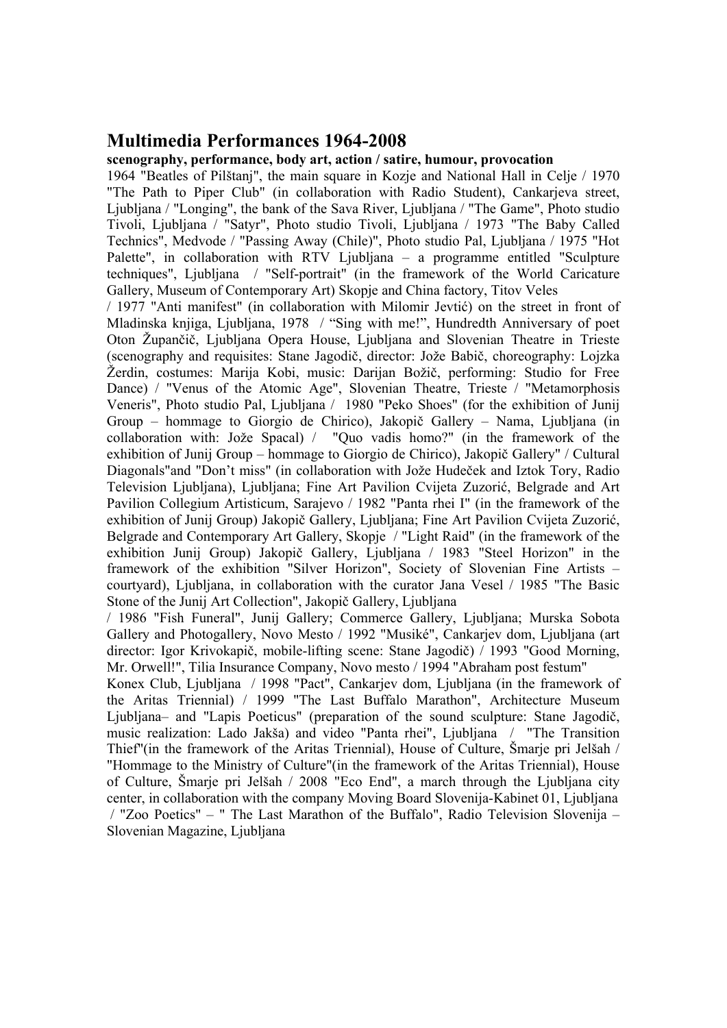## Multimedia Performances 1964-2008

**scenography, performance, body art, action / satire, humour, provocation**

1964 "Beatles of Pilštanj", the main square in Kozje and National Hall in Celje / 1970 "The Path to Piper Club" (in collaboration with Radio Student), Cankarjeva street, Ljubljana / "Longing", the bank of the Sava River, Ljubljana / "The Game", Photo studio Tivoli, Ljubljana / "Satyr", Photo studio Tivoli, Ljubljana / 1973 "The Baby Called Technics", Medvode / "Passing Away (Chile)", Photo studio Pal, Ljubljana / 1975 "Hot Palette", in collaboration with RTV Ljubljana – a programme entitled "Sculpture techniques", Ljubljana / "Self-portrait" (in the framework of the World Caricature Gallery, Museum of Contemporary Art) Skopje and China factory, Titov Veles / 1977 "Anti manifest" (in collaboration with Milomir Jevtić) on the street in front of Mladinska knjiga, Ljubljana, 1978 / "Sing with me!", Hundredth Anniversary of poet Oton Župančič, Ljubljana Opera House, Ljubljana and Slovenian Theatre in Trieste (scenography and requisites: Stane Jagodič, director: Jože Babič, choreography: Lojzka Žerdin, costumes: Marija Kobi, music: Darijan Božič, performing: Studio for Free Dance) / "Venus of the Atomic Age", Slovenian Theatre, Trieste / "Metamorphosis Veneris", Photo studio Pal, Ljubljana / 1980 "Peko Shoes" (for the exhibition of Junij Group – hommage to Giorgio de Chirico), Jakopič Gallery – Nama, Ljubljana (in collaboration with: Jože Spacal) / "Quo vadis homo?" (in the framework of the exhibition of Junij Group – hommage to Giorgio de Chirico), Jakopič Gallery" / Cultural Diagonals"and "Don't miss" (in collaboration with Jože Hudeček and Iztok Tory, Radio Television Ljubljana), Ljubljana; Fine Art Pavilion Cvijeta Zuzorić, Belgrade and Art Pavilion Collegium Artisticum, Sarajevo / 1982 "Panta rhei I" (in the framework of the exhibition of Junij Group) Jakopič Gallery, Ljubljana; Fine Art Pavilion Cvijeta Zuzorić, Belgrade and Contemporary Art Gallery, Skopje / "Light Raid" (in the framework of the exhibition Junij Group) Jakopič Gallery, Ljubljana / 1983 "Steel Horizon" in the framework of the exhibition "Silver Horizon", Society of Slovenian Fine Artists – courtyard), Ljubljana, in collaboration with the curator Jana Vesel / 1985 "The Basic Stone of the Junij Art Collection", Jakopič Gallery, Ljubljana / 1986 "Fish Funeral", Junij Gallery; Commerce Gallery, Ljubljana; Murska Sobota Gallery and Photogallery, Novo Mesto / 1992 "Musiké", Cankarjev dom, Ljubljana (art director: Igor Krivokapič, mobile-lifting scene: Stane Jagodič) / 1993 "Good Morning, Mr. Orwell!", Tilia Insurance Company, Novo mesto / 1994 "Abraham post festum" Konex Club, Ljubljana / 1998 "Pact", Cankarjev dom, Ljubljana (in the framework of the Aritas Triennial) / 1999 "The Last Buffalo Marathon", Architecture Museum Ljubljana– and "Lapis Poeticus" (preparation of the sound sculpture: Stane Jagodič, music realization: Lado Jakša) and video "Panta rhei", Ljubljana / "The Transition Thief"(in the framework of the Aritas Triennial), House of Culture, Šmarje pri Jelšah / "Hommage to the Ministry of Culture"(in the framework of the Aritas Triennial), House of Culture, Šmarje pri Jelšah / 2008 "Eco End", a march through the Ljubljana city center, in collaboration with the company Moving Board Slovenija-Kabinet 01, Ljubljana / "Zoo Poetics" – " The Last Marathon of the Buffalo", Radio Television Slovenija – Slovenian Magazine, Ljubljana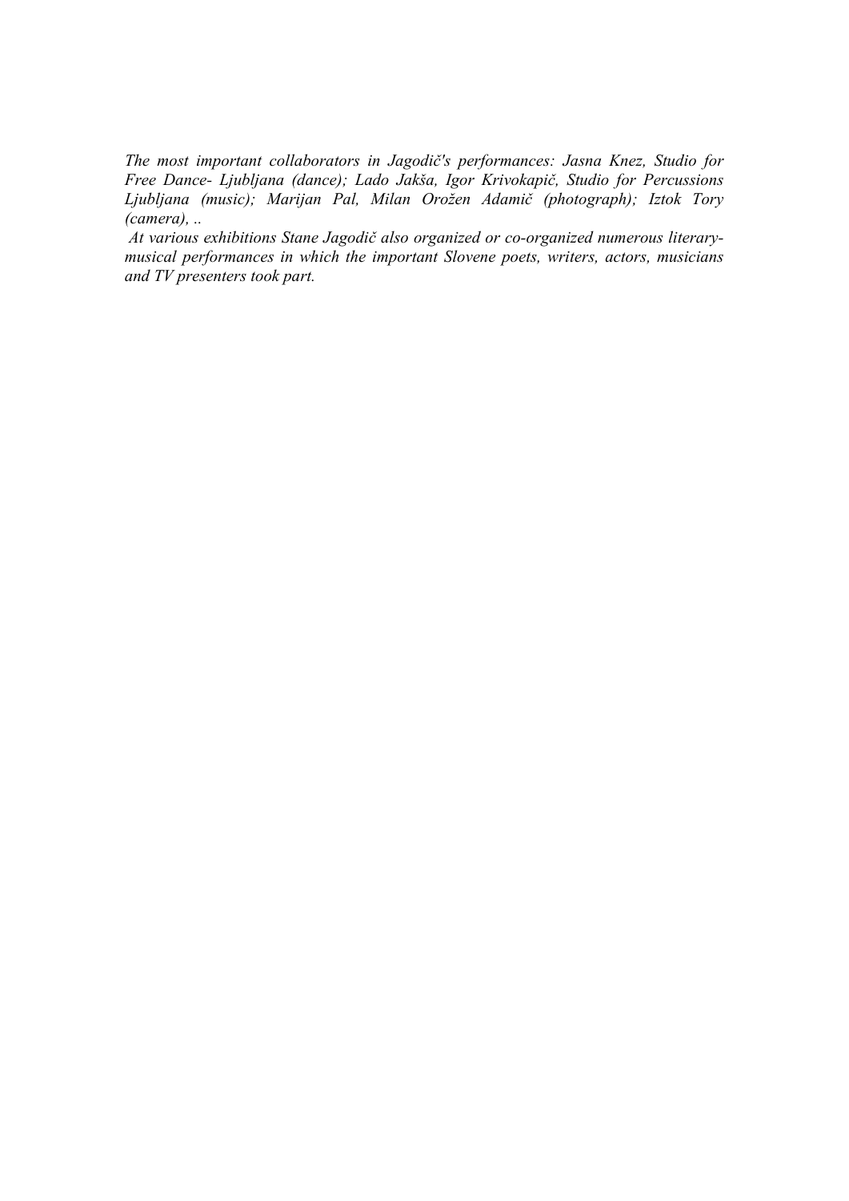*The most important collaborators in Jagodič's performances: Jasna Knez, Studio for Free Dance- Ljubljana (dance); Lado Jakša, Igor Krivokapič, Studio for Percussions Ljubljana (music); Marijan Pal, Milan Orožen Adamič (photograph); Iztok Tory (camera), ..*

*At various exhibitions Stane Jagodič also organized or co-organized numerous literary-musical performances in which the important Slovene poets, writers, actors, musicians and TV presenters took part.*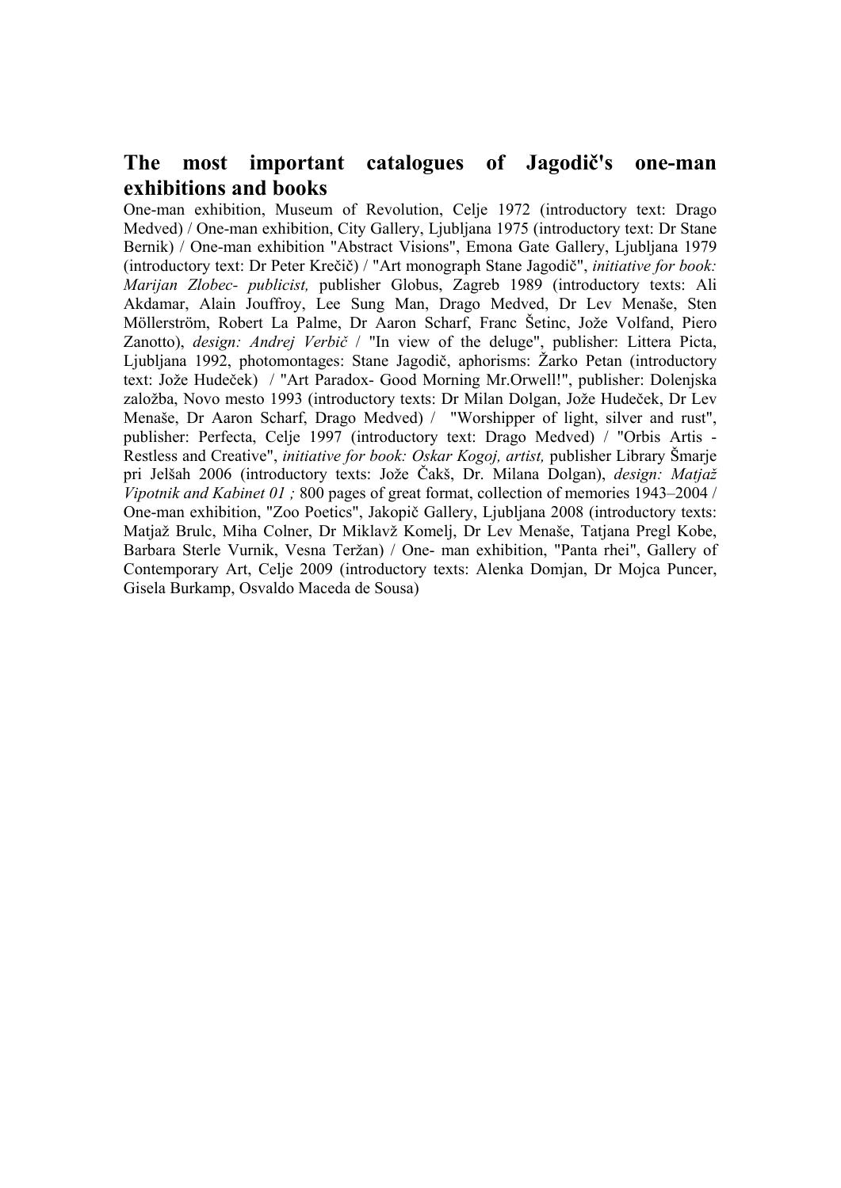## The most important catalogues of Jagodič's one-man exhibitions and books

One-man exhibition, Museum of Revolution, Celje 1972 (introductory text: Drago Medved) / One-man exhibition, City Gallery, Ljubljana 1975 (introductory text: Dr Stane Bernik) / One-man exhibition "Abstract Visions", Emona Gate Gallery, Ljubljana 1979 (introductory text: Dr Peter Krečič) / "Art monograph Stane Jagodič", *initiative for book: Marijan Zlobec- publicist,* publisher Globus, Zagreb 1989 (introductory texts: Ali Akdamar, Alain Jouffroy, Lee Sung Man, Drago Medved, Dr Lev Menaše, Sten Möllerström, Robert La Palme, Dr Aaron Scharf, Franc Šetinc, Jože Volfand, Piero Zanotto), *design: Andrej Verbič* / "In view of the deluge", publisher: Littera Picta, Ljubljana 1992, photomontages: Stane Jagodič, aphorisms: Žarko Petan (introductory text: Jože Hudeček) / "Art Paradox- Good Morning Mr.Orwell!", publisher: Dolenjska založba, Novo mesto 1993 (introductory texts: Dr Milan Dolgan, Jože Hudeček, Dr Lev Menaše, Dr Aaron Scharf, Drago Medved) / "Worshipper of light, silver and rust", publisher: Perfecta, Celje 1997 (introductory text: Drago Medved) / "Orbis Artis - Restless and Creative", *initiative for book: Oskar Kogoj, artist,* publisher Library Šmarje pri Jelšah 2006 (introductory texts: Jože Čakš, Dr. Milana Dolgan), *design: Matjaž Vipotnik and Kabinet 01 ;* 800 pages of great format, collection of memories 1943–2004 / One-man exhibition, "Zoo Poetics", Jakopič Gallery, Ljubljana 2008 (introductory texts: Matjaž Brulc, Miha Colner, Dr Miklavž Komelj, Dr Lev Menaše, Tatjana Pregl Kobe, Barbara Sterle Vurnik, Vesna Teržan) / One- man exhibition, "Panta rhei", Gallery of Contemporary Art, Celje 2009 (introductory texts: Alenka Domjan, Dr Mojca Puncer, Gisela Burkamp, Osvaldo Maceda de Sousa)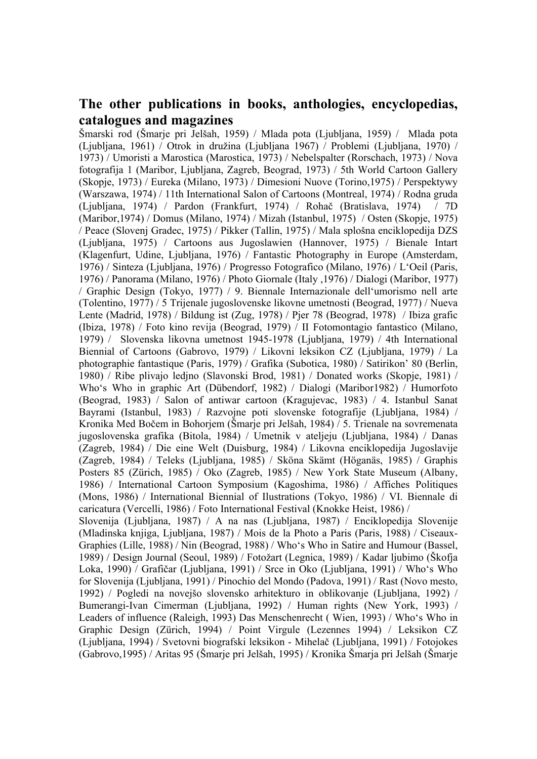## The other publications in books, anthologies, encyclopedias, catalogues and magazines

Šmarski rod (Šmarje pri Jelšah, 1959) / Mlada pota (Ljubljana, 1959) / Mlada pota (Ljubljana, 1961) / Otrok in družina (Ljubljana 1967) / Problemi (Ljubljana, 1970) / 1973) / Umoristi a Marostica (Marostica, 1973) / Nebelspalter (Rorschach, 1973) / Nova fotografija 1 (Maribor, Ljubljana, Zagreb, Beograd, 1973) / 5th World Cartoon Gallery (Skopje, 1973) / Eureka (Milano, 1973) / Dimesioni Nuove (Torino,1975) / Perspektywy (Warszawa, 1974) / 11th International Salon of Cartoons (Montreal, 1974) / Rodna gruda (Ljubljana, 1974) / Pardon (Frankfurt, 1974) / Rohač (Bratislava, 1974) / 7D (Maribor,1974) / Domus (Milano, 1974) / Mizah (Istanbul, 1975) / Osten (Skopje, 1975) / Peace (Slovenj Gradec, 1975) / Pikker (Tallin, 1975) / Mala splošna enciklopedija DZS (Ljubljana, 1975) / Cartoons aus Jugoslawien (Hannover, 1975) / Bienale Intart (Klagenfurt, Udine, Ljubljana, 1976) / Fantastic Photography in Europe (Amsterdam, 1976) / Sinteza (Ljubljana, 1976) / Progresso Fotografico (Milano, 1976) / L'Oeil (Paris, 1976) / Panorama (Milano, 1976) / Photo Giornale (Italy ,1976) / Dialogi (Maribor, 1977) / Graphic Design (Tokyo, 1977) / 9. Biennale Internazionale dell'umorismo nell arte (Tolentino, 1977) / 5 Trijenale jugoslovenske likovne umetnosti (Beograd, 1977) / Nueva Lente (Madrid, 1978) / Bildung ist (Zug, 1978) / Pjer 78 (Beograd, 1978) / Ibiza grafic (Ibiza, 1978) / Foto kino revija (Beograd, 1979) / II Fotomontagio fantastico (Milano, 1979) / Slovenska likovna umetnost 1945-1978 (Ljubljana, 1979) / 4th International Biennial of Cartoons (Gabrovo, 1979) / Likovni leksikon CZ (Ljubljana, 1979) / La photographie fantastique (Paris, 1979) / Grafika (Subotica, 1980) / Satirikon' 80 (Berlin, 1980) / Ribe plivajo ledjno (Slavonski Brod, 1981) / Donated works (Skopje, 1981) / Who's Who in graphic Art (Dübendorf, 1982) / Dialogi (Maribor1982) / Humorfoto (Beograd, 1983) / Salon of antiwar cartoon (Kragujevac, 1983) / 4. Istanbul Sanat Bayrami (Istanbul, 1983) / Razvojne poti slovenske fotografije (Ljubljana, 1984) / Kronika Med Bočem in Bohorjem (Šmarje pri Jelšah, 1984) / 5. Trienale na sovremenata jugoslovenska grafika (Bitola, 1984) / Umetnik v ateljeju (Ljubljana, 1984) / Danas (Zagreb, 1984) / Die eine Welt (Duisburg, 1984) / Likovna enciklopedija Jugoslavije (Zagreb, 1984) / Teleks (Ljubljana, 1985) / Sköna Skämt (Höganäs, 1985) / Graphis Posters 85 (Zürich, 1985) / Oko (Zagreb, 1985) / New York State Museum (Albany, 1986) / International Cartoon Symposium (Kagoshima, 1986) / Affiches Politiques (Mons, 1986) / International Biennial of Ilustrations (Tokyo, 1986) / VI. Biennale di caricatura (Vercelli, 1986) / Foto International Festival (Knokke Heist, 1986) /

Slovenija (Ljubljana, 1987) / A na nas (Ljubljana, 1987) / Enciklopedija Slovenije (Mladinska knjiga, Ljubljana, 1987) / Mois de la Photo a Paris (Paris, 1988) / Ciseaux-Graphies (Lille, 1988) / Nin (Beograd, 1988) / Who's Who in Satire and Humour (Bassel, 1989) / Design Journal (Seoul, 1989) / Fotožart (Legnica, 1989) / Kadar ljubimo (Škofja Loka, 1990) / Grafičar (Ljubljana, 1991) / Srce in Oko (Ljubljana, 1991) / Who's Who for Slovenija (Ljubljana, 1991) / Pinochio del Mondo (Padova, 1991) / Rast (Novo mesto, 1992) / Pogledi na novejšo slovensko arhitekturo in oblikovanje (Ljubljana, 1992) / Bumerangi-Ivan Cimerman (Ljubljana, 1992) / Human rights (New York, 1993) / Leaders of influence (Raleigh, 1993) Das Menschenrecht ( Wien, 1993) / Who's Who in Graphic Design (Zürich, 1994) / Point Virgule (Lezennes 1994) / Leksikon CZ (Ljubljana, 1994) / Svetovni biografski leksikon - Mihelač (Ljubljana, 1991) / Fotojokes (Gabrovo,1995) / Aritas 95 (Šmarje pri Jelšah, 1995) / Kronika Šmarja pri Jelšah (Šmarje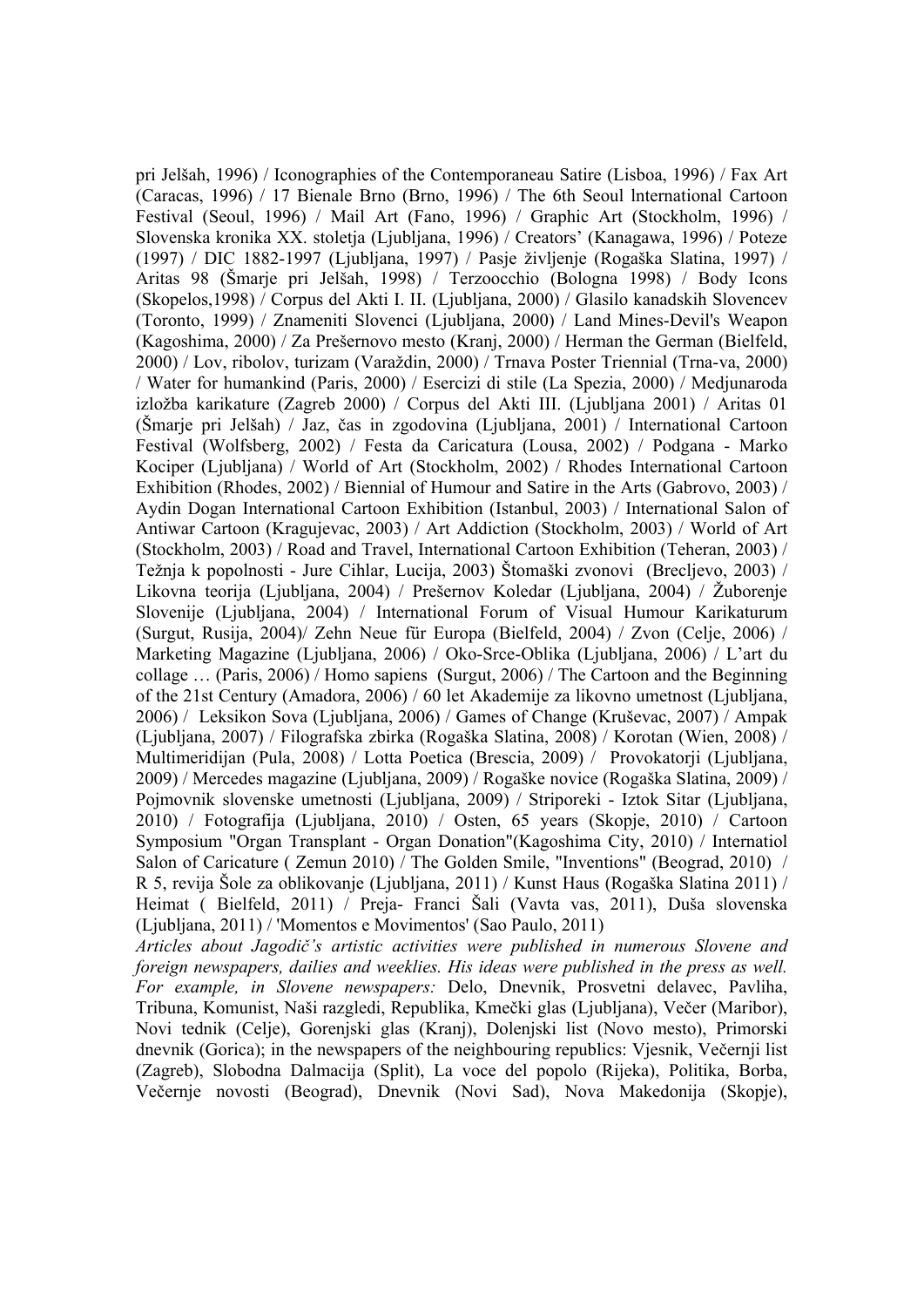pri Jelšah, 1996) / Iconographies of the Contemporaneau Satire (Lisboa, 1996) / Fax Art (Caracas, 1996) / 17 Bienale Brno (Brno, 1996) / The 6th Seoul lnternational Cartoon Festival (Seoul, 1996) / Mail Art (Fano, 1996) / Graphic Art (Stockholm, 1996) / Slovenska kronika XX. stoletja (Ljubljana, 1996) / Creators' (Kanagawa, 1996) / Poteze (1997) / DIC 1882-1997 (Ljubljana, 1997) / Pasje življenje (Rogaška Slatina, 1997) / Aritas 98 (Šmarje pri Jelšah, 1998) / Terzoocchio (Bologna 1998) / Body Icons (Skopelos,1998) / Corpus del Akti I. II. (Ljubljana, 2000) / Glasilo kanadskih Slovencev (Toronto, 1999) / Znameniti Slovenci (Ljubljana, 2000) / Land Mines-Devil's Weapon (Kagoshima, 2000) / Za Prešernovo mesto (Kranj, 2000) / Herman the German (Bielfeld, 2000) / Lov, ribolov, turizam (Varaždin, 2000) / Trnava Poster Triennial (Trna-va, 2000) / Water for humankind (Paris, 2000) / Esercizi di stile (La Spezia, 2000) / Medjunaroda izložba karikature (Zagreb 2000) / Corpus del Akti III. (Ljubljana 2001) / Aritas 01 (Šmarje pri Jelšah) / Jaz, čas in zgodovina (Ljubljana, 2001) / International Cartoon Festival (Wolfsberg, 2002) / Festa da Caricatura (Lousa, 2002) / Podgana - Marko Kociper (Ljubljana) / World of Art (Stockholm, 2002) / Rhodes International Cartoon Exhibition (Rhodes, 2002) / Biennial of Humour and Satire in the Arts (Gabrovo, 2003) / Aydin Dogan International Cartoon Exhibition (Istanbul, 2003) / International Salon of Antiwar Cartoon (Kragujevac, 2003) / Art Addiction (Stockholm, 2003) / World of Art (Stockholm, 2003) / Road and Travel, International Cartoon Exhibition (Teheran, 2003) / Težnja k popolnosti - Jure Cihlar, Lucija, 2003) Štomaški zvonovi (Brecljevo, 2003) / Likovna teorija (Ljubljana, 2004) / Prešernov Koledar (Ljubljana, 2004) / Žuborenje Slovenije (Ljubljana, 2004) / International Forum of Visual Humour Karikaturum (Surgut, Rusija, 2004)/ Zehn Neue für Europa (Bielfeld, 2004) / Zvon (Celje, 2006) / Marketing Magazine (Ljubljana, 2006) / Oko-Srce-Oblika (Ljubljana, 2006) / L'art du collage … (Paris, 2006) / Homo sapiens (Surgut, 2006) / The Cartoon and the Beginning of the 21st Century (Amadora, 2006) / 60 let Akademije za likovno umetnost (Ljubljana, 2006) / Leksikon Sova (Ljubljana, 2006) / Games of Change (Kruševac, 2007) / Ampak (Ljubljana, 2007) / Filografska zbirka (Rogaška Slatina, 2008) / Korotan (Wien, 2008) / Multimeridijan (Pula, 2008) / Lotta Poetica (Brescia, 2009) / Provokatorji (Ljubljana, 2009) / Mercedes magazine (Ljubljana, 2009) / Rogaške novice (Rogaška Slatina, 2009) / Pojmovnik slovenske umetnosti (Ljubljana, 2009) / Striporeki - Iztok Sitar (Ljubljana, 2010) / Fotografija (Ljubljana, 2010) / Osten, 65 years (Skopje, 2010) / Cartoon Symposium "Organ Transplant - Organ Donation"(Kagoshima City, 2010) / Internatiol Salon of Caricature ( Zemun 2010) / The Golden Smile, "Inventions" (Beograd, 2010) / R 5, revija Šole za oblikovanje (Ljubljana, 2011) / Kunst Haus (Rogaška Slatina 2011) / Heimat ( Bielfeld, 2011) / Preja- Franci Šali (Vavta vas, 2011), Duša slovenska (Ljubljana, 2011) / 'Momentos e Movimentos' (Sao Paulo, 2011)

*Articles about Jagodič's artistic activities were published in numerous Slovene and foreign newspapers, dailies and weeklies. His ideas were published in the press as well. For example, in Slovene newspapers:* Delo, Dnevnik, Prosvetni delavec, Pavliha, Tribuna, Komunist, Naši razgledi, Republika, Kmečki glas (Ljubljana), Večer (Maribor), Novi tednik (Celje), Gorenjski glas (Kranj), Dolenjski list (Novo mesto), Primorski dnevnik (Gorica); in the newspapers of the neighbouring republics: Vjesnik, Večernji list (Zagreb), Slobodna Dalmacija (Split), La voce del popolo (Rijeka), Politika, Borba, Večernje novosti (Beograd), Dnevnik (Novi Sad), Nova Makedonija (Skopje),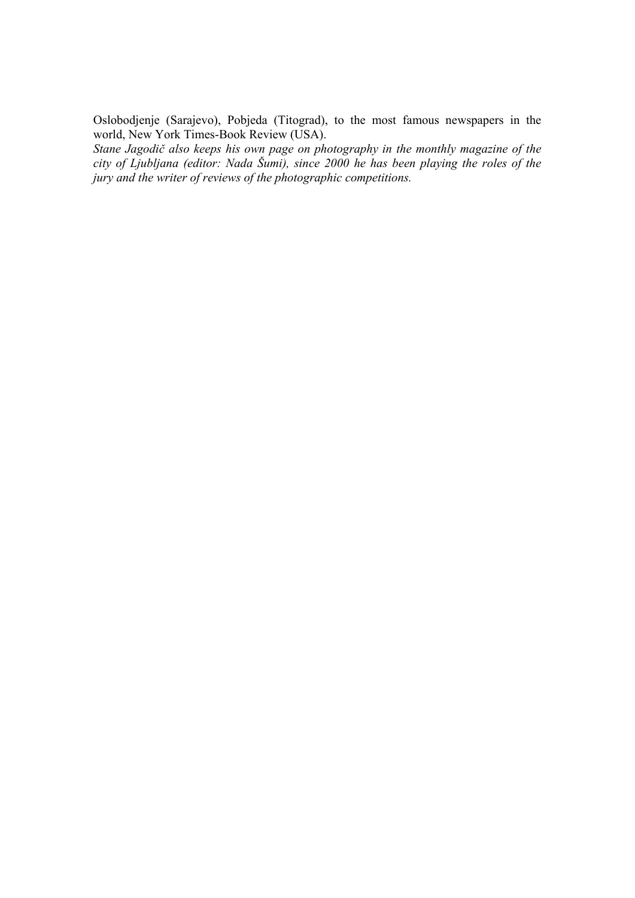Oslobodjenje (Sarajevo), Pobjeda (Titograd), to the most famous newspapers in the world, New York Times-Book Review (USA).

*Stane Jagodič also keeps his own page on photography in the monthly magazine of the city of Ljubljana (editor: Nada Šumi), since 2000 he has been playing the roles of the jury and the writer of reviews of the photographic competitions.*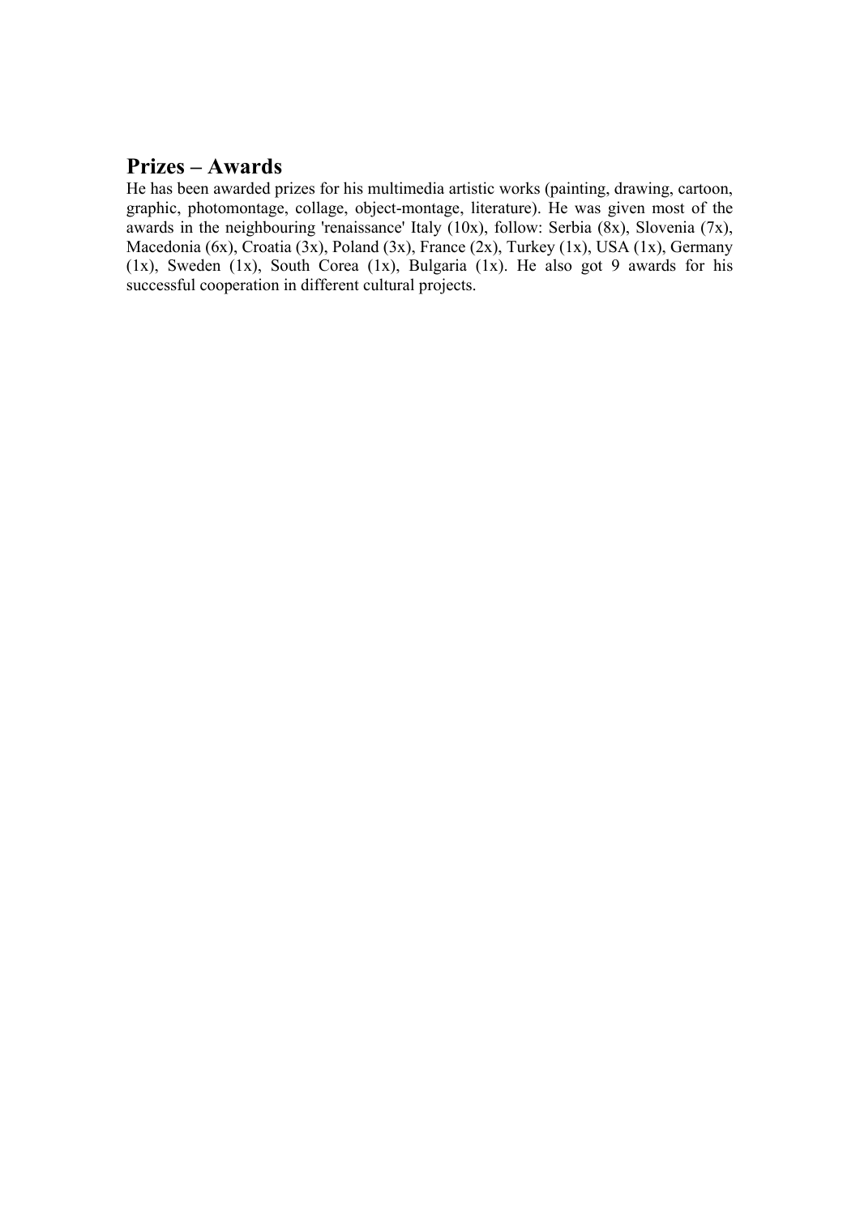## Prizes – Awards

He has been awarded prizes for his multimedia artistic works (painting, drawing, cartoon, graphic, photomontage, collage, object-montage, literature). He was given most of the awards in the neighbouring 'renaissance' Italy (10x), follow: Serbia (8x), Slovenia (7x), Macedonia (6x), Croatia (3x), Poland (3x), France (2x), Turkey (1x), USA (1x), Germany (1x), Sweden (1x), South Corea (1x), Bulgaria (1x). He also got 9 awards for his successful cooperation in different cultural projects.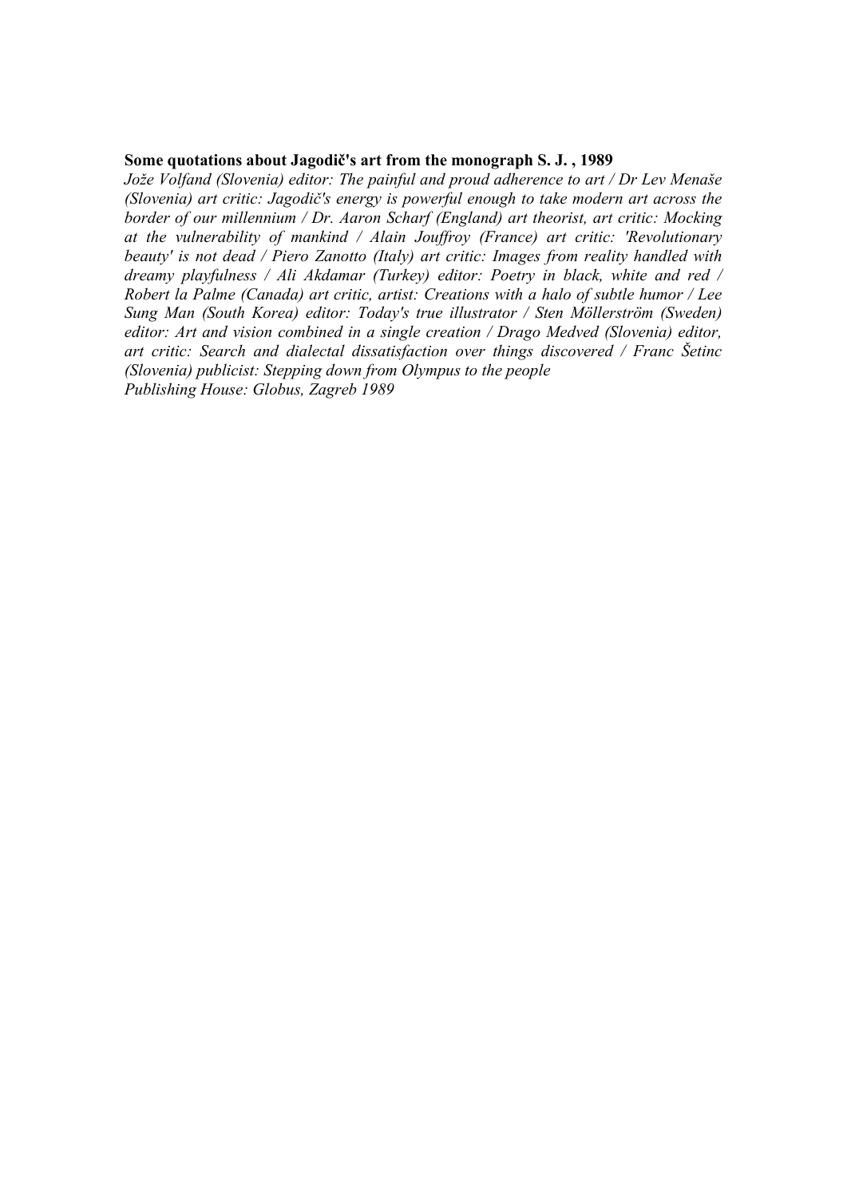**Some quotations about Jagodič's art from the monograph S. J. , 1989**

*Jože Volfand (Slovenia) editor: The painful and proud adherence to art / Dr Lev Menaše (Slovenia) art critic: Jagodič's energy is powerful enough to take modern art across the border of our millennium / Dr. Aaron Scharf (England) art theorist, art critic: Mocking at the vulnerability of mankind / Alain Jouffroy (France) art critic: 'Revolutionary beauty' is not dead / Piero Zanotto (Italy) art critic: Images from reality handled with dreamy playfulness / Ali Akdamar (Turkey) editor: Poetry in black, white and red / Robert la Palme (Canada) art critic, artist: Creations with a halo of subtle humor / Lee Sung Man (South Korea) editor: Today's true illustrator / Sten Möllerström (Sweden) editor: Art and vision combined in a single creation / Drago Medved (Slovenia) editor, art critic: Search and dialectal dissatisfaction over things discovered / Franc Šetinc (Slovenia) publicist: Stepping down from Olympus to the people*

*Publishing House: Globus, Zagreb 1989*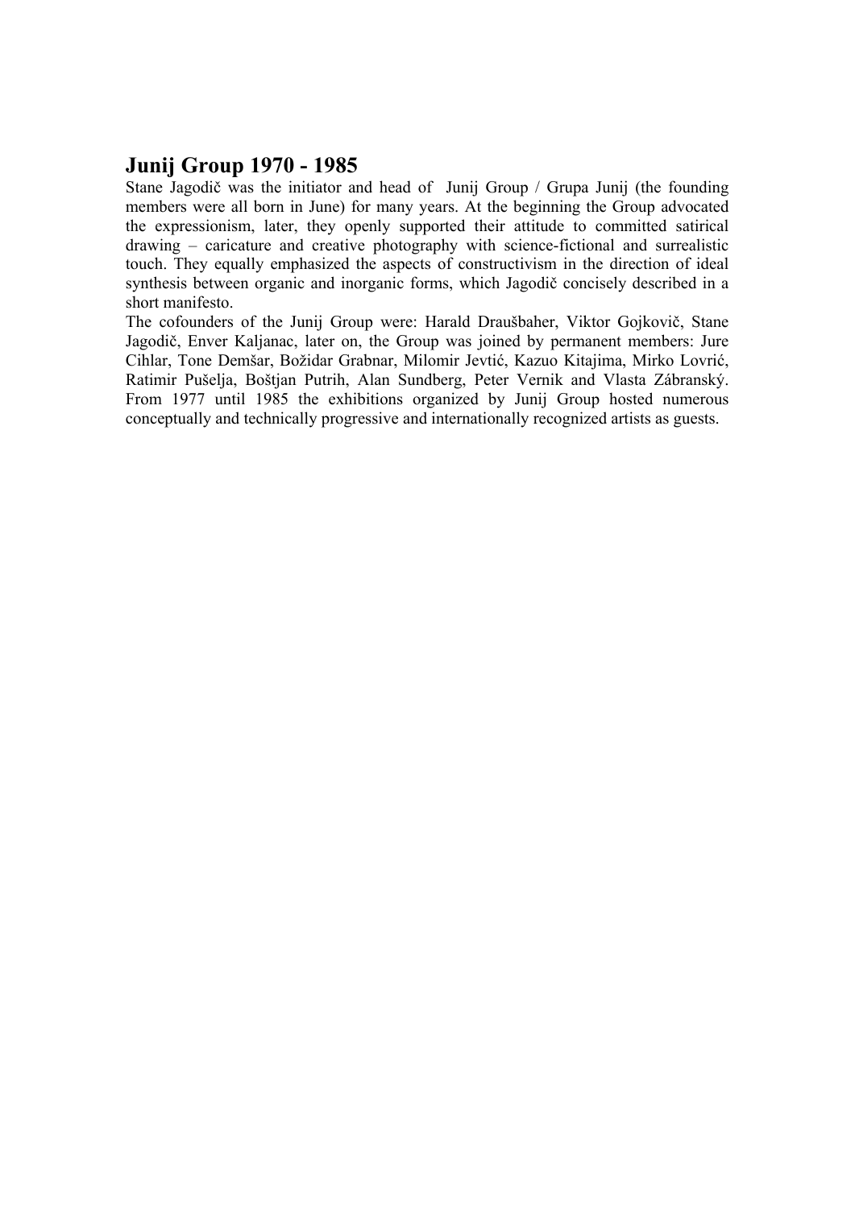## Junij Group 1970 - 1985

Stane Jagodič was the initiator and head of Junij Group / Grupa Junij (the founding members were all born in June) for many years. At the beginning the Group advocated the expressionism, later, they openly supported their attitude to committed satirical drawing – caricature and creative photography with science-fictional and surrealistic touch. They equally emphasized the aspects of constructivism in the direction of ideal synthesis between organic and inorganic forms, which Jagodič concisely described in a short manifesto.

The cofounders of the Junij Group were: Harald Draušbaher, Viktor Gojkovič, Stane Jagodič, Enver Kaljanac, later on, the Group was joined by permanent members: Jure Cihlar, Tone Demšar, Božidar Grabnar, Milomir Jevtić, Kazuo Kitajima, Mirko Lovrić, Ratimir Pušelja, Boštjan Putrih, Alan Sundberg, Peter Vernik and Vlasta Zábranský. From 1977 until 1985 the exhibitions organized by Junij Group hosted numerous conceptually and technically progressive and internationally recognized artists as guests.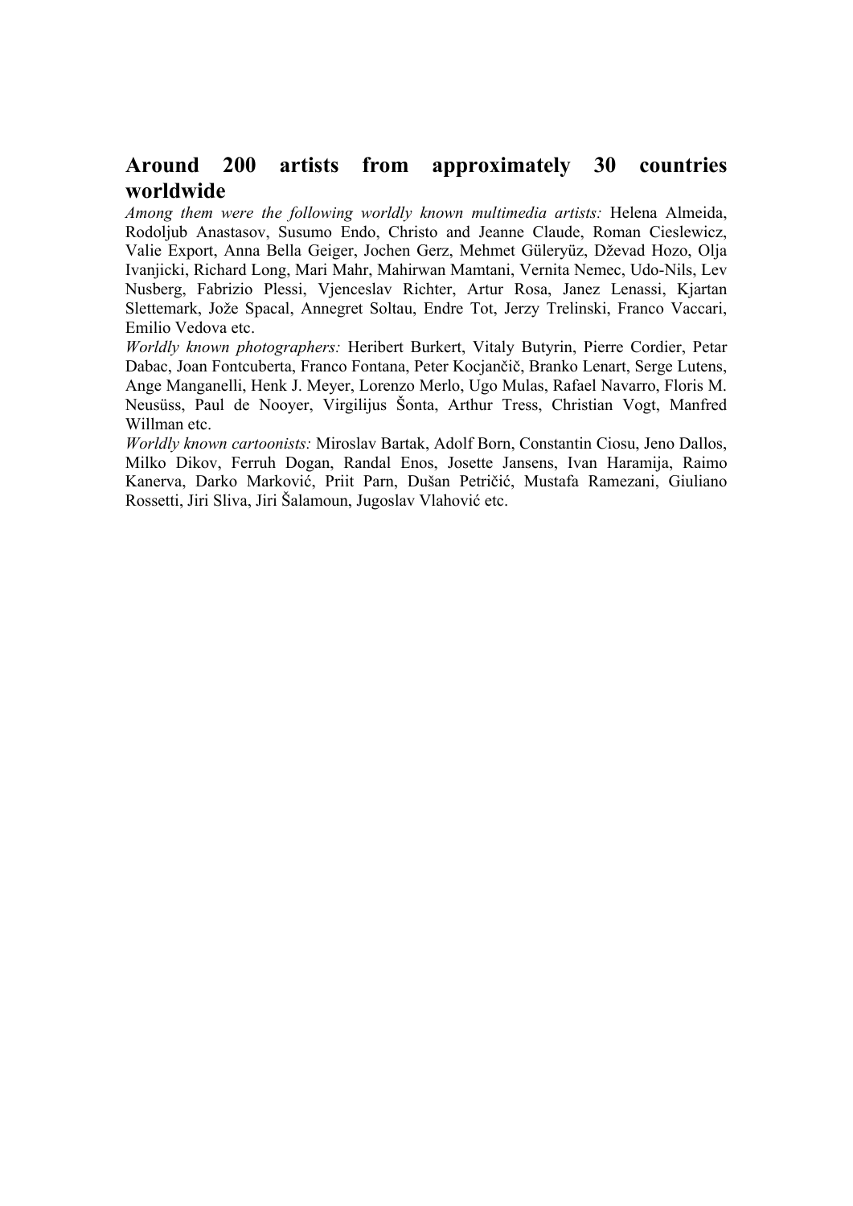## Around 200 artists from approximately 30 countries worldwide

*Among them were the following worldly known multimedia artists:* Helena Almeida, Rodoljub Anastasov, Susumo Endo, Christo and Jeanne Claude, Roman Cieslewicz, Valie Export, Anna Bella Geiger, Jochen Gerz, Mehmet Güleryüz, Dževad Hozo, Olja Ivanjicki, Richard Long, Mari Mahr, Mahirwan Mamtani, Vernita Nemec, Udo-Nils, Lev Nusberg, Fabrizio Plessi, Vjenceslav Richter, Artur Rosa, Janez Lenassi, Kjartan Slettemark, Jože Spacal, Annegret Soltau, Endre Tot, Jerzy Trelinski, Franco Vaccari, Emilio Vedova etc.

*Worldly known photographers:* Heribert Burkert, Vitaly Butyrin, Pierre Cordier, Petar Dabac, Joan Fontcuberta, Franco Fontana, Peter Kocjančič, Branko Lenart, Serge Lutens, Ange Manganelli, Henk J. Meyer, Lorenzo Merlo, Ugo Mulas, Rafael Navarro, Floris M. Neusüss, Paul de Nooyer, Virgilijus Šonta, Arthur Tress, Christian Vogt, Manfred Willman etc.

*Worldly known cartoonists:* Miroslav Bartak, Adolf Born, Constantin Ciosu, Jeno Dallos, Milko Dikov, Ferruh Dogan, Randal Enos, Josette Jansens, Ivan Haramija, Raimo Kanerva, Darko Marković, Priit Parn, Dušan Petričić, Mustafa Ramezani, Giuliano Rossetti, Jiri Sliva, Jiri Šalamoun, Jugoslav Vlahović etc.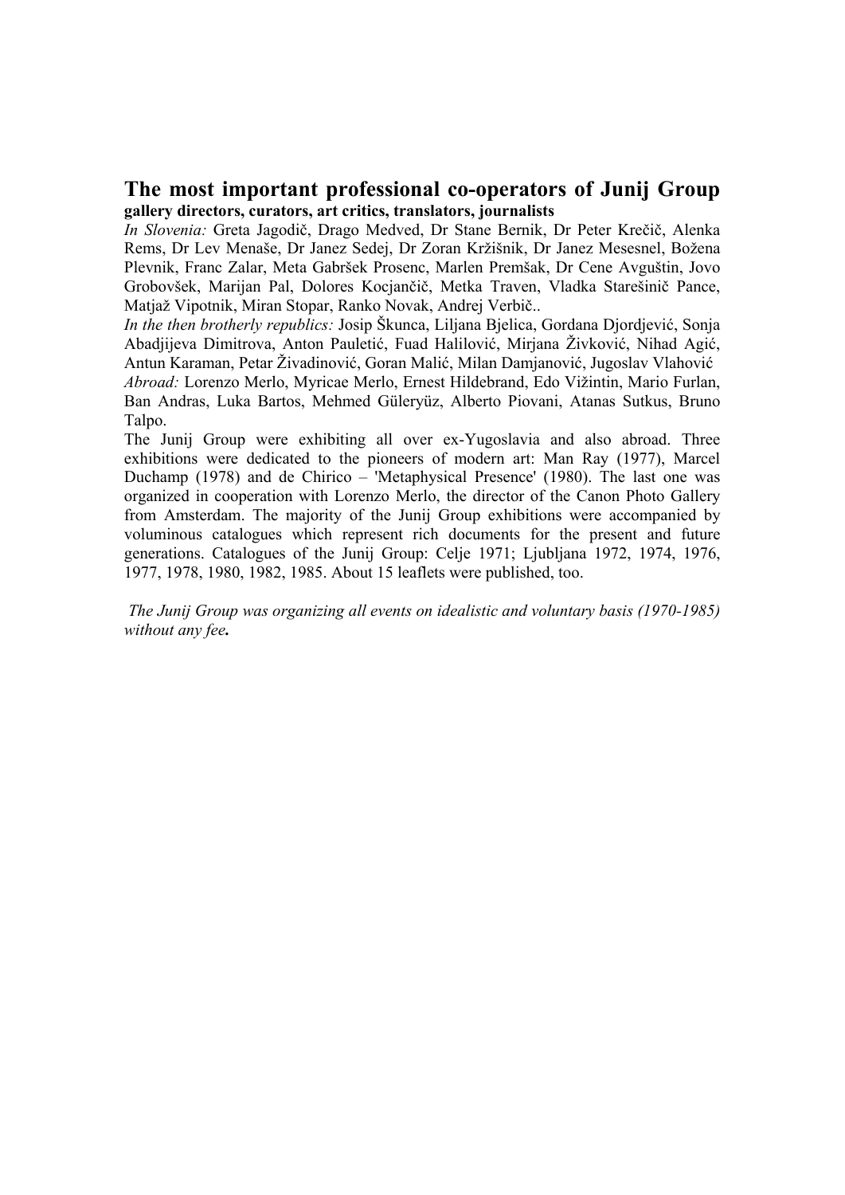## The most important professional co-operators of Junij Group

**gallery directors, curators, art critics, translators, journalists**

*In Slovenia:* Greta Jagodič, Drago Medved, Dr Stane Bernik, Dr Peter Krečič, Alenka Rems, Dr Lev Menaše, Dr Janez Sedej, Dr Zoran Kržišnik, Dr Janez Mesesnel, Božena Plevnik, Franc Zalar, Meta Gabršek Prosenc, Marlen Premšak, Dr Cene Avguštin, Jovo Grobovšek, Marijan Pal, Dolores Kocjančič, Metka Traven, Vladka Starešinič Pance, Matjaž Vipotnik, Miran Stopar, Ranko Novak, Andrej Verbič..

*In the then brotherly republics:* Josip Škunca, Liljana Bjelica, Gordana Djordjević, Sonja Abadjijeva Dimitrova, Anton Pauletić, Fuad Halilović, Mirjana Živković, Nihad Agić, Antun Karaman, Petar Živadinović, Goran Malić, Milan Damjanović, Jugoslav Vlahović

*Abroad:* Lorenzo Merlo, Myricae Merlo, Ernest Hildebrand, Edo Vižintin, Mario Furlan, Ban Andras, Luka Bartos, Mehmed Güleryüz, Alberto Piovani, Atanas Sutkus, Bruno Talpo.

The Junij Group were exhibiting all over ex-Yugoslavia and also abroad. Three exhibitions were dedicated to the pioneers of modern art: Man Ray (1977), Marcel Duchamp (1978) and de Chirico – 'Metaphysical Presence' (1980). The last one was organized in cooperation with Lorenzo Merlo, the director of the Canon Photo Gallery from Amsterdam. The majority of the Junij Group exhibitions were accompanied by voluminous catalogues which represent rich documents for the present and future generations. Catalogues of the Junij Group: Celje 1971; Ljubljana 1972, 1974, 1976, 1977, 1978, 1980, 1982, 1985. About 15 leaflets were published, too.

*The Junij Group was organizing all events on idealistic and voluntary basis (1970-1985) without any fee.*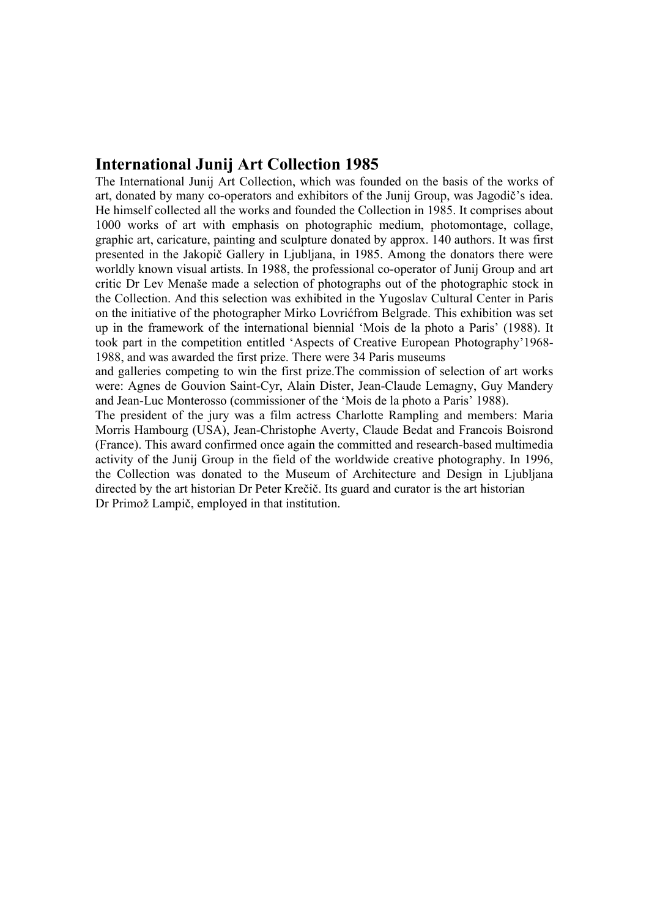## International Junij Art Collection 1985

The International Junij Art Collection, which was founded on the basis of the works of art, donated by many co-operators and exhibitors of the Junij Group, was Jagodič's idea. He himself collected all the works and founded the Collection in 1985. It comprises about 1000 works of art with emphasis on photographic medium, photomontage, collage, graphic art, caricature, painting and sculpture donated by approx. 140 authors. It was first presented in the Jakopič Gallery in Ljubljana, in 1985. Among the donators there were worldly known visual artists. In 1988, the professional co-operator of Junij Group and art critic Dr Lev Menaše made a selection of photographs out of the photographic stock in the Collection. And this selection was exhibited in the Yugoslav Cultural Center in Paris on the initiative of the photographer Mirko Lovrićfrom Belgrade. This exhibition was set up in the framework of the international biennial 'Mois de la photo a Paris' (1988). It took part in the competition entitled 'Aspects of Creative European Photography'1968-1988, and was awarded the first prize. There were 34 Paris museums and galleries competing to win the first prize.The commission of selection of art works were: Agnes de Gouvion Saint-Cyr, Alain Dister, Jean-Claude Lemagny, Guy Mandery and Jean-Luc Monterosso (commissioner of the 'Mois de la photo a Paris' 1988).

The president of the jury was a film actress Charlotte Rampling and members: Maria Morris Hambourg (USA), Jean-Christophe Averty, Claude Bedat and Francois Boisrond (France). This award confirmed once again the committed and research-based multimedia activity of the Junij Group in the field of the worldwide creative photography. In 1996, the Collection was donated to the Museum of Architecture and Design in Ljubljana directed by the art historian Dr Peter Krečič. Its guard and curator is the art historian Dr Primož Lampič, employed in that institution.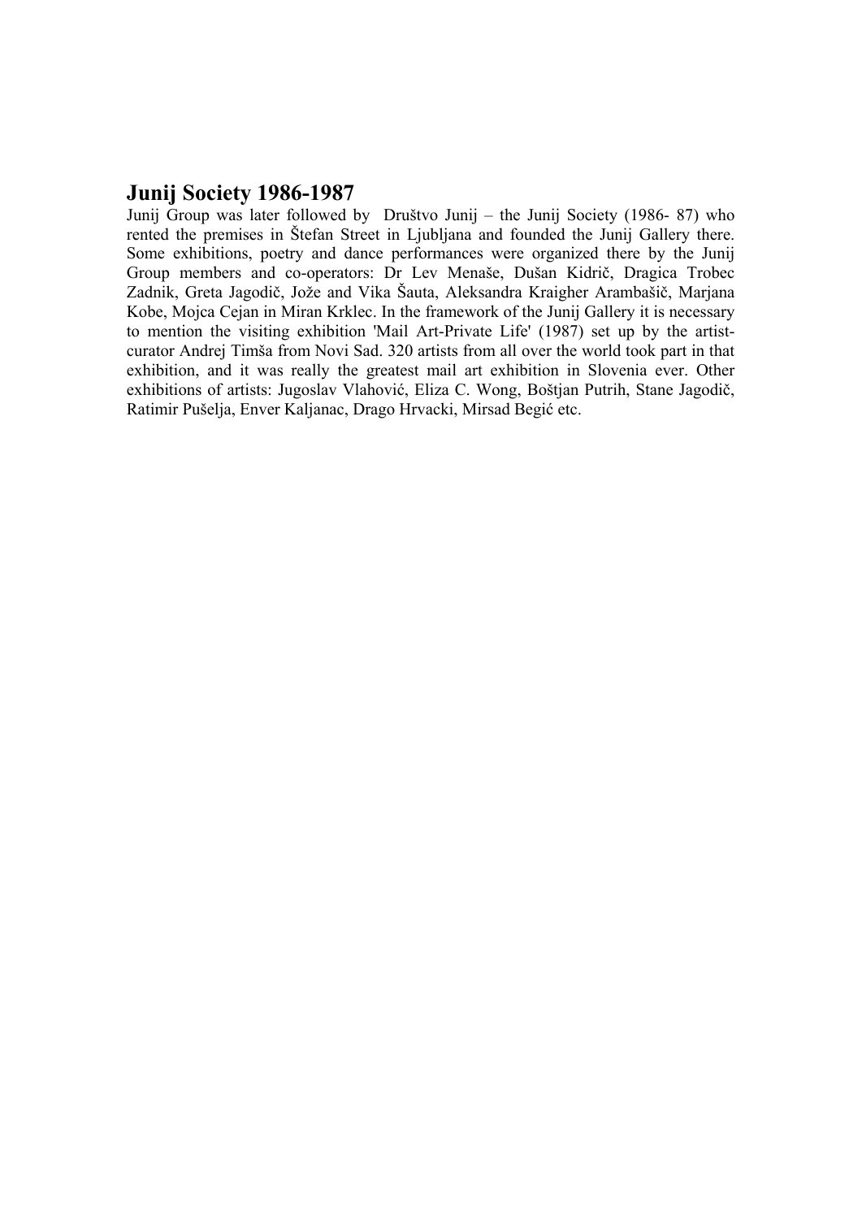## Junij Society 1986-1987

Junij Group was later followed by Društvo Junij – the Junij Society (1986- 87) who rented the premises in Štefan Street in Ljubljana and founded the Junij Gallery there. Some exhibitions, poetry and dance performances were organized there by the Junij Group members and co-operators: Dr Lev Menaše, Dušan Kidrič, Dragica Trobec Zadnik, Greta Jagodič, Jože and Vika Šauta, Aleksandra Kraigher Arambašič, Marjana Kobe, Mojca Cejan in Miran Krklec. In the framework of the Junij Gallery it is necessary to mention the visiting exhibition 'Mail Art-Private Life' (1987) set up by the artist-curator Andrej Timša from Novi Sad. 320 artists from all over the world took part in that exhibition, and it was really the greatest mail art exhibition in Slovenia ever. Other exhibitions of artists: Jugoslav Vlahović, Eliza C. Wong, Boštjan Putrih, Stane Jagodič, Ratimir Pušelja, Enver Kaljanac, Drago Hrvacki, Mirsad Begić etc.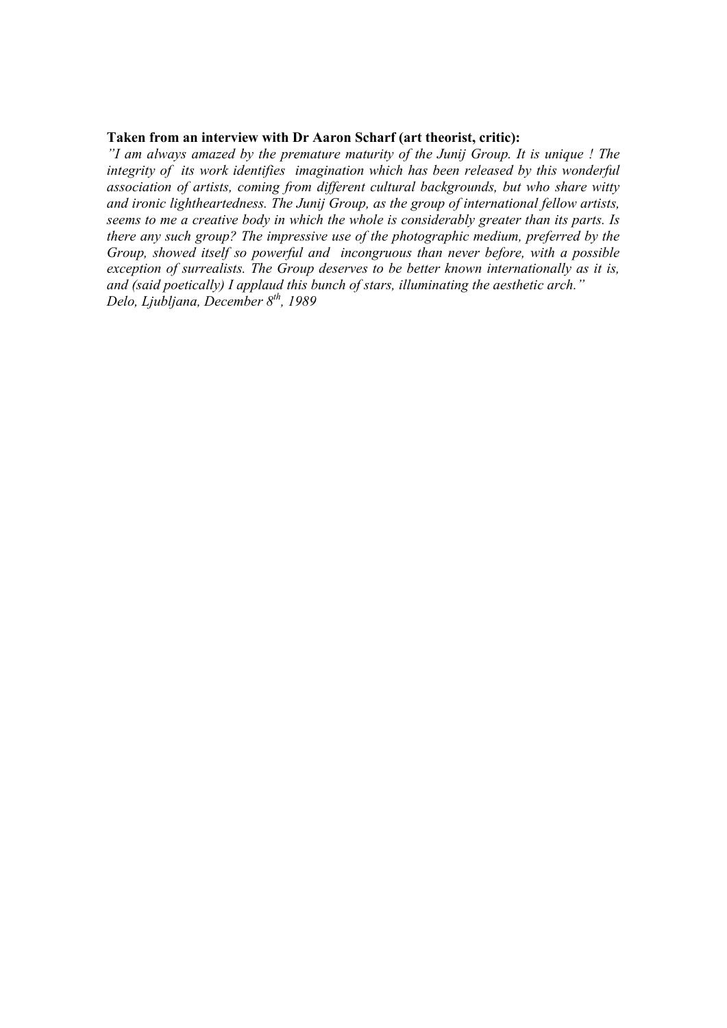**Taken from an interview with Dr Aaron Scharf (art theorist, critic):**

*"I am always amazed by the premature maturity of the Junij Group. It is unique ! The integrity of its work identifies imagination which has been released by this wonderful association of artists, coming from different cultural backgrounds, but who share witty and ironic lightheartedness. The Junij Group, as the group of international fellow artists, seems to me a creative body in which the whole is considerably greater than its parts. Is there any such group? The impressive use of the photographic medium, preferred by the Group, showed itself so powerful and incongruous than never before, with a possible exception of surrealists. The Group deserves to be better known internationally as it is, and (said poetically) I applaud this bunch of stars, illuminating the aesthetic arch."*

*Delo, Ljubljana, December 8th, 1989*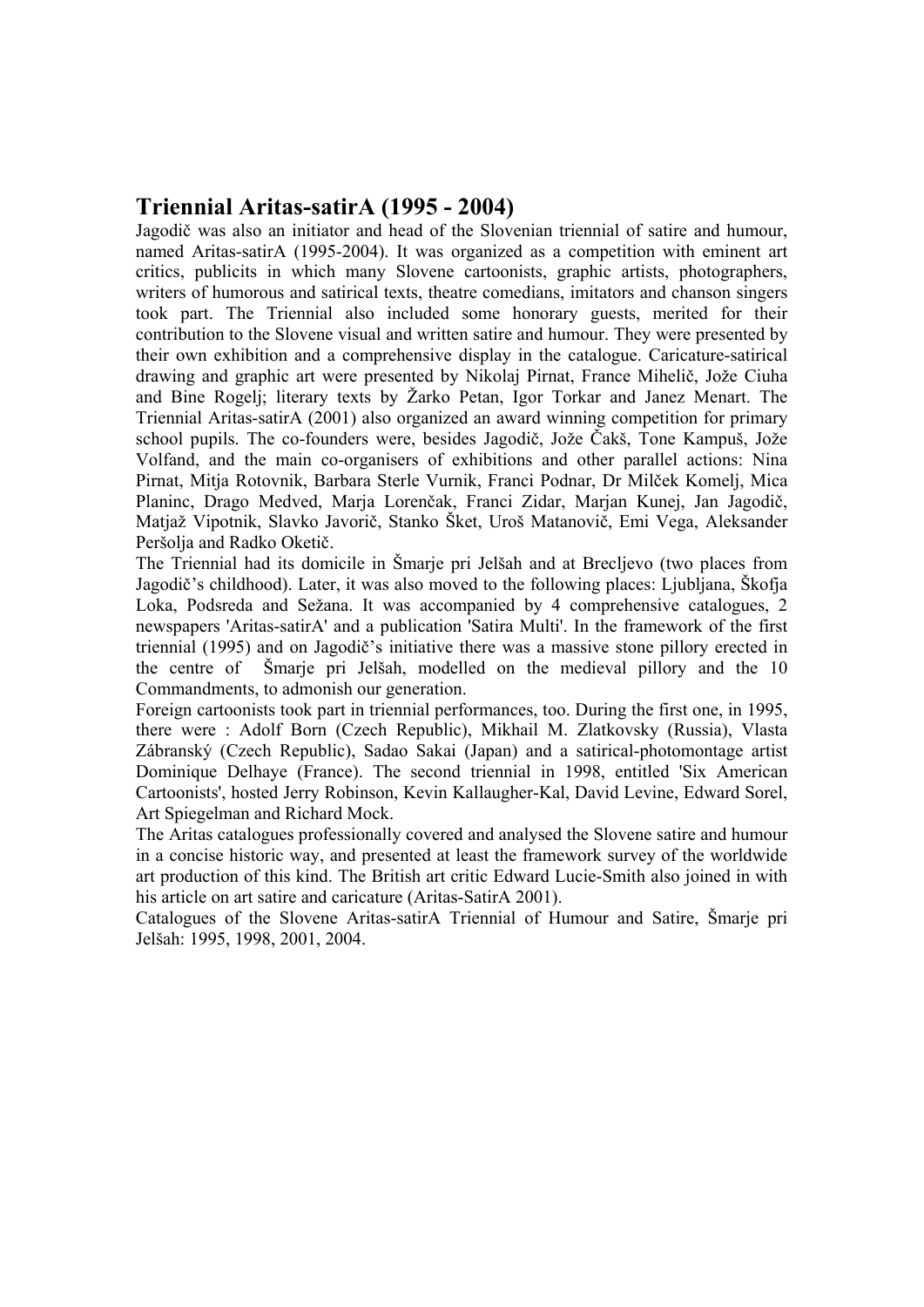## Triennial Aritas-satirA (1995 - 2004)

Jagodič was also an initiator and head of the Slovenian triennial of satire and humour, named Aritas-satirA (1995-2004). It was organized as a competition with eminent art critics, publicits in which many Slovene cartoonists, graphic artists, photographers, writers of humorous and satirical texts, theatre comedians, imitators and chanson singers took part. The Triennial also included some honorary guests, merited for their contribution to the Slovene visual and written satire and humour. They were presented by their own exhibition and a comprehensive display in the catalogue. Caricature-satirical drawing and graphic art were presented by Nikolaj Pirnat, France Mihelič, Jože Ciuha and Bine Rogelj; literary texts by Žarko Petan, Igor Torkar and Janez Menart. The Triennial Aritas-satirA (2001) also organized an award winning competition for primary school pupils. The co-founders were, besides Jagodič, Jože Čakš, Tone Kampuš, Jože Volfand, and the main co-organisers of exhibitions and other parallel actions: Nina Pirnat, Mitja Rotovnik, Barbara Sterle Vurnik, Franci Podnar, Dr Milček Komelj, Mica Planinc, Drago Medved, Marja Lorenčak, Franci Zidar, Marjan Kunej, Jan Jagodič, Matjaž Vipotnik, Slavko Javorič, Stanko Šket, Uroš Matanovič, Emi Vega, Aleksander Peršolja and Radko Oketič.

The Triennial had its domicile in Šmarje pri Jelšah and at Brecljevo (two places from Jagodič's childhood). Later, it was also moved to the following places: Ljubljana, Škofja Loka, Podsreda and Sežana. It was accompanied by 4 comprehensive catalogues, 2 newspapers 'Aritas-satirA' and a publication 'Satira Multi'. In the framework of the first triennial (1995) and on Jagodič's initiative there was a massive stone pillory erected in the centre of Šmarje pri Jelšah, modelled on the medieval pillory and the 10 Commandments, to admonish our generation.

Foreign cartoonists took part in triennial performances, too. During the first one, in 1995, there were : Adolf Born (Czech Republic), Mikhail M. Zlatkovsky (Russia), Vlasta Zábranský (Czech Republic), Sadao Sakai (Japan) and a satirical-photomontage artist Dominique Delhaye (France). The second triennial in 1998, entitled 'Six American Cartoonists', hosted Jerry Robinson, Kevin Kallaugher-Kal, David Levine, Edward Sorel, Art Spiegelman and Richard Mock.

The Aritas catalogues professionally covered and analysed the Slovene satire and humour in a concise historic way, and presented at least the framework survey of the worldwide art production of this kind. The British art critic Edward Lucie-Smith also joined in with his article on art satire and caricature (Aritas-SatirA 2001).

Catalogues of the Slovene Aritas-satirA Triennial of Humour and Satire, Šmarje pri Jelšah: 1995, 1998, 2001, 2004.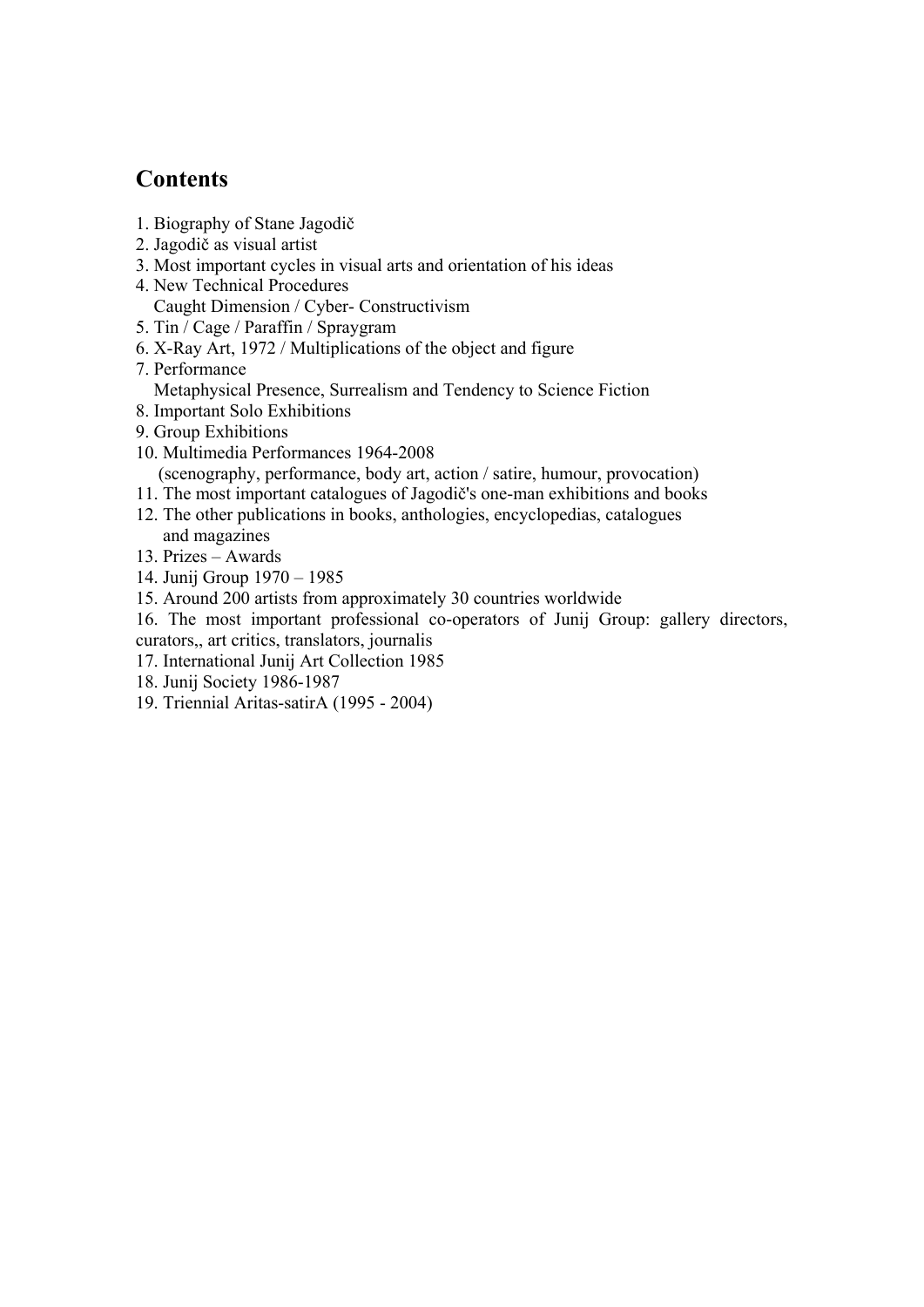## Contents

1. Biography of Stane Jagodič
2. Jagodič as visual artist
3. Most important cycles in visual arts and orientation of his ideas
4. New Technical Procedures
   Caught Dimension / Cyber- Constructivism
5. Tin / Cage / Paraffin / Spraygram
6. X-Ray Art, 1972 / Multiplications of the object and figure
7. Performance
   Metaphysical Presence, Surrealism and Tendency to Science Fiction
8. Important Solo Exhibitions
9. Group Exhibitions
10. Multimedia Performances 1964-2008
    (scenography, performance, body art, action / satire, humour, provocation)
11. The most important catalogues of Jagodič's one-man exhibitions and books
12. The other publications in books, anthologies, encyclopedias, catalogues
    and magazines
13. Prizes – Awards
14. Junij Group 1970 – 1985
15. Around 200 artists from approximately 30 countries worldwide
16. The most important professional co-operators of Junij Group: gallery directors, curators,, art critics, translators, journalis
17. International Junij Art Collection 1985
18. Junij Society 1986-1987
19. Triennial Aritas-satirA (1995 - 2004)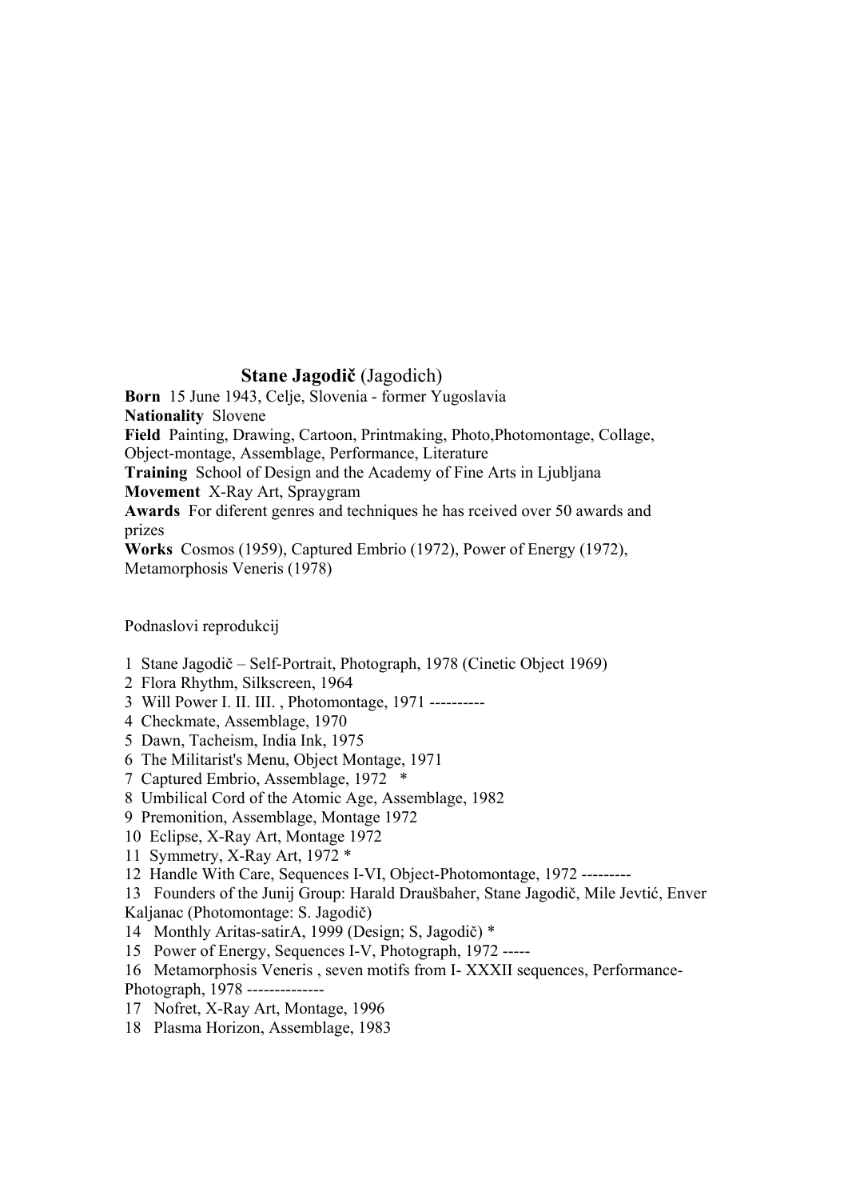## **Stane Jagodič** (Jagodich)

**Born** 15 June 1943, Celje, Slovenia - former Yugoslavia
**Nationality** Slovene
**Field** Painting, Drawing, Cartoon, Printmaking, Photo,Photomontage, Collage, Object-montage, Assemblage, Performance, Literature
**Training** School of Design and the Academy of Fine Arts in Ljubljana
**Movement** X-Ray Art, Spraygram
**Awards** For diferent genres and techniques he has rceived over 50 awards and prizes
**Works** Cosmos (1959), Captured Embrio (1972), Power of Energy (1972), Metamorphosis Veneris (1978)

Podnaslovi reprodukcij

1 Stane Jagodič – Self-Portrait, Photograph, 1978 (Cinetic Object 1969)
2 Flora Rhythm, Silkscreen, 1964
3 Will Power I. II. III. , Photomontage, 1971 ----------
4 Checkmate, Assemblage, 1970
5 Dawn, Tacheism, India Ink, 1975
6 The Militarist's Menu, Object Montage, 1971
7 Captured Embrio, Assemblage, 1972 *
8 Umbilical Cord of the Atomic Age, Assemblage, 1982
9 Premonition, Assemblage, Montage 1972
10 Eclipse, X-Ray Art, Montage 1972
11 Symmetry, X-Ray Art, 1972 *
12 Handle With Care, Sequences I-VI, Object-Photomontage, 1972 ---------
13 Founders of the Junij Group: Harald Draušbaher, Stane Jagodič, Mile Jevtić, Enver Kaljanac (Photomontage: S. Jagodič)
14 Monthly Aritas-satirA, 1999 (Design; S, Jagodič) *
15 Power of Energy, Sequences I-V, Photograph, 1972 -----
16 Metamorphosis Veneris , seven motifs from I- XXXII sequences, Performance-Photograph, 1978 --------------
17 Nofret, X-Ray Art, Montage, 1996
18 Plasma Horizon, Assemblage, 1983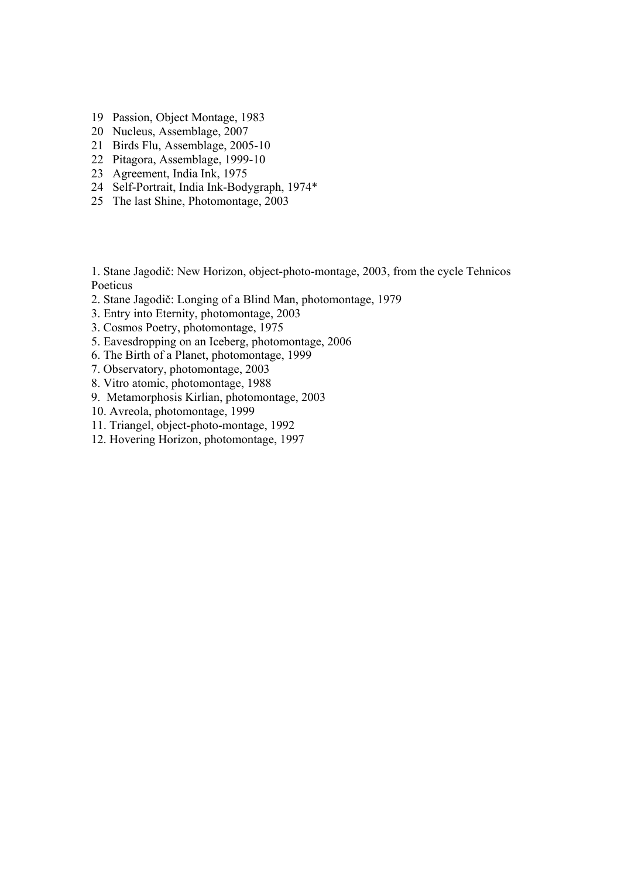19 Passion, Object Montage, 1983
20 Nucleus, Assemblage, 2007
21 Birds Flu, Assemblage, 2005-10
22 Pitagora, Assemblage, 1999-10
23 Agreement, India Ink, 1975
24 Self-Portrait, India Ink-Bodygraph, 1974*
25 The last Shine, Photomontage, 2003

1. Stane Jagodič: New Horizon, object-photo-montage, 2003, from the cycle Tehnicos Poeticus
2. Stane Jagodič: Longing of a Blind Man, photomontage, 1979
3. Entry into Eternity, photomontage, 2003
3. Cosmos Poetry, photomontage, 1975
5. Eavesdropping on an Iceberg, photomontage, 2006
6. The Birth of a Planet, photomontage, 1999
7. Observatory, photomontage, 2003
8. Vitro atomic, photomontage, 1988
9. Metamorphosis Kirlian, photomontage, 2003
10. Avreola, photomontage, 1999
11. Triangel, object-photo-montage, 1992
12. Hovering Horizon, photomontage, 1997